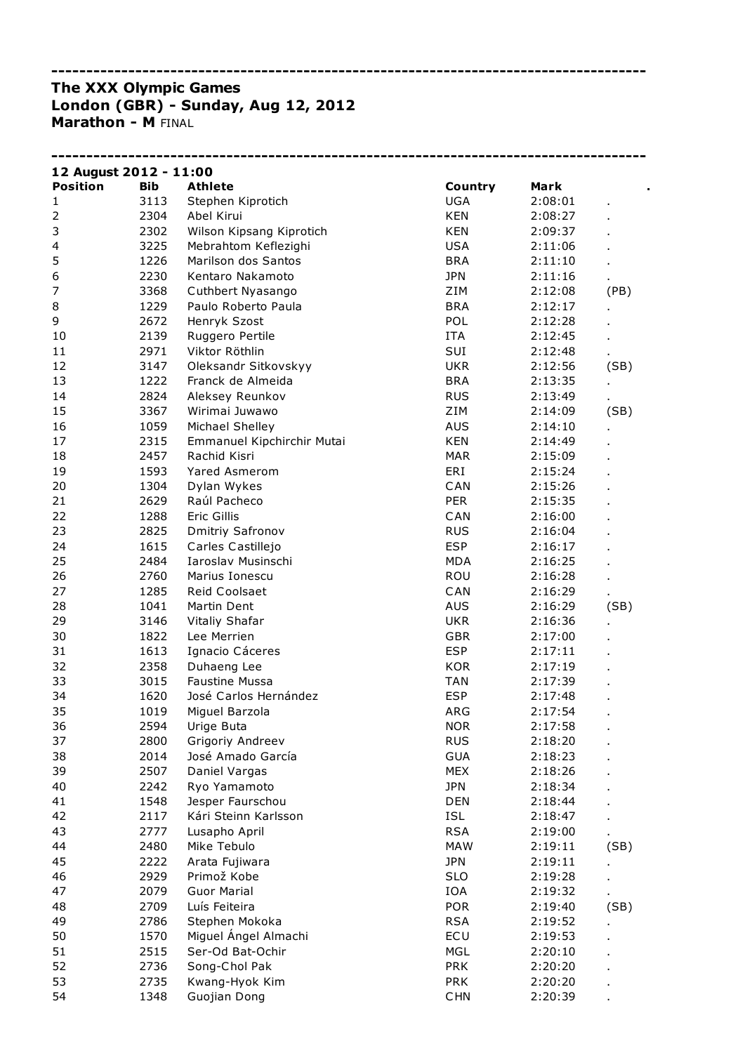------------------------------------------------------------------------------------

**The XXX Olympic Games**
**London (GBR) - Sunday, Aug 12, 2012**
**Marathon - M** FINAL

------------------------------------------------------------------------------------

**12 August 2012 - 11:00**

| Position | Bib | Athlete | Country | Mark | . |
|---|---|---|---|---|---|
| 1 | 3113 | Stephen Kiprotich | UGA | 2:08:01 | . |
| 2 | 2304 | Abel Kirui | KEN | 2:08:27 | . |
| 3 | 2302 | Wilson Kipsang Kiprotich | KEN | 2:09:37 | . |
| 4 | 3225 | Mebrahtom Keflezighi | USA | 2:11:06 | . |
| 5 | 1226 | Marilson dos Santos | BRA | 2:11:10 | . |
| 6 | 2230 | Kentaro Nakamoto | JPN | 2:11:16 | . |
| 7 | 3368 | Cuthbert Nyasango | ZIM | 2:12:08 | (PB) |
| 8 | 1229 | Paulo Roberto Paula | BRA | 2:12:17 | . |
| 9 | 2672 | Henryk Szost | POL | 2:12:28 | . |
| 10 | 2139 | Ruggero Pertile | ITA | 2:12:45 | . |
| 11 | 2971 | Viktor Röthlin | SUI | 2:12:48 | . |
| 12 | 3147 | Oleksandr Sitkovskyy | UKR | 2:12:56 | (SB) |
| 13 | 1222 | Franck de Almeida | BRA | 2:13:35 | . |
| 14 | 2824 | Aleksey Reunkov | RUS | 2:13:49 | . |
| 15 | 3367 | Wirimai Juwawo | ZIM | 2:14:09 | (SB) |
| 16 | 1059 | Michael Shelley | AUS | 2:14:10 | . |
| 17 | 2315 | Emmanuel Kipchirchir Mutai | KEN | 2:14:49 | . |
| 18 | 2457 | Rachid Kisri | MAR | 2:15:09 | . |
| 19 | 1593 | Yared Asmerom | ERI | 2:15:24 | . |
| 20 | 1304 | Dylan Wykes | CAN | 2:15:26 | . |
| 21 | 2629 | Raúl Pacheco | PER | 2:15:35 | . |
| 22 | 1288 | Eric Gillis | CAN | 2:16:00 | . |
| 23 | 2825 | Dmitriy Safronov | RUS | 2:16:04 | . |
| 24 | 1615 | Carles Castillejo | ESP | 2:16:17 | . |
| 25 | 2484 | Iaroslav Musinschi | MDA | 2:16:25 | . |
| 26 | 2760 | Marius Ionescu | ROU | 2:16:28 | . |
| 27 | 1285 | Reid Coolsaet | CAN | 2:16:29 | . |
| 28 | 1041 | Martin Dent | AUS | 2:16:29 | (SB) |
| 29 | 3146 | Vitaliy Shafar | UKR | 2:16:36 | . |
| 30 | 1822 | Lee Merrien | GBR | 2:17:00 | . |
| 31 | 1613 | Ignacio Cáceres | ESP | 2:17:11 | . |
| 32 | 2358 | Duhaeng Lee | KOR | 2:17:19 | . |
| 33 | 3015 | Faustine Mussa | TAN | 2:17:39 | . |
| 34 | 1620 | José Carlos Hernández | ESP | 2:17:48 | . |
| 35 | 1019 | Miguel Barzola | ARG | 2:17:54 | . |
| 36 | 2594 | Urige Buta | NOR | 2:17:58 | . |
| 37 | 2800 | Grigoriy Andreev | RUS | 2:18:20 | . |
| 38 | 2014 | José Amado García | GUA | 2:18:23 | . |
| 39 | 2507 | Daniel Vargas | MEX | 2:18:26 | . |
| 40 | 2242 | Ryo Yamamoto | JPN | 2:18:34 | . |
| 41 | 1548 | Jesper Faurschou | DEN | 2:18:44 | . |
| 42 | 2117 | Kári Steinn Karlsson | ISL | 2:18:47 | . |
| 43 | 2777 | Lusapho April | RSA | 2:19:00 | . |
| 44 | 2480 | Mike Tebulo | MAW | 2:19:11 | (SB) |
| 45 | 2222 | Arata Fujiwara | JPN | 2:19:11 | . |
| 46 | 2929 | Primož Kobe | SLO | 2:19:28 | . |
| 47 | 2079 | Guor Marial | IOA | 2:19:32 | . |
| 48 | 2709 | Luís Feiteira | POR | 2:19:40 | (SB) |
| 49 | 2786 | Stephen Mokoka | RSA | 2:19:52 | . |
| 50 | 1570 | Miguel Ángel Almachi | ECU | 2:19:53 | . |
| 51 | 2515 | Ser-Od Bat-Ochir | MGL | 2:20:10 | . |
| 52 | 2736 | Song-Chol Pak | PRK | 2:20:20 | . |
| 53 | 2735 | Kwang-Hyok Kim | PRK | 2:20:20 | . |
| 54 | 1348 | Guojian Dong | CHN | 2:20:39 | . |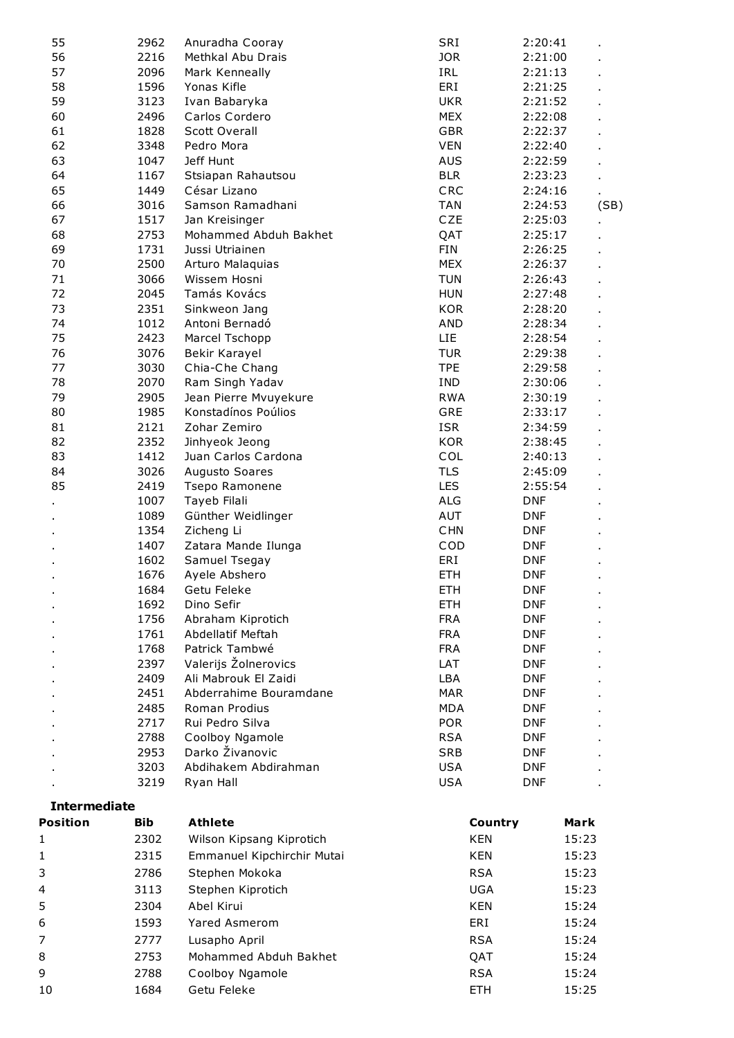| | | | | | |
|---|---|---|---|---|---|
| 55 | 2962 | Anuradha Cooray | SRI | 2:20:41 | . |
| 56 | 2216 | Methkal Abu Drais | JOR | 2:21:00 | . |
| 57 | 2096 | Mark Kenneally | IRL | 2:21:13 | . |
| 58 | 1596 | Yonas Kifle | ERI | 2:21:25 | . |
| 59 | 3123 | Ivan Babaryka | UKR | 2:21:52 | . |
| 60 | 2496 | Carlos Cordero | MEX | 2:22:08 | . |
| 61 | 1828 | Scott Overall | GBR | 2:22:37 | . |
| 62 | 3348 | Pedro Mora | VEN | 2:22:40 | . |
| 63 | 1047 | Jeff Hunt | AUS | 2:22:59 | . |
| 64 | 1167 | Stsiapan Rahautsou | BLR | 2:23:23 | . |
| 65 | 1449 | César Lizano | CRC | 2:24:16 | . |
| 66 | 3016 | Samson Ramadhani | TAN | 2:24:53 | (SB) |
| 67 | 1517 | Jan Kreisinger | CZE | 2:25:03 | . |
| 68 | 2753 | Mohammed Abduh Bakhet | QAT | 2:25:17 | . |
| 69 | 1731 | Jussi Utriainen | FIN | 2:26:25 | . |
| 70 | 2500 | Arturo Malaquias | MEX | 2:26:37 | . |
| 71 | 3066 | Wissem Hosni | TUN | 2:26:43 | . |
| 72 | 2045 | Tamás Kovács | HUN | 2:27:48 | . |
| 73 | 2351 | Sinkweon Jang | KOR | 2:28:20 | . |
| 74 | 1012 | Antoni Bernadó | AND | 2:28:34 | . |
| 75 | 2423 | Marcel Tschopp | LIE | 2:28:54 | . |
| 76 | 3076 | Bekir Karayel | TUR | 2:29:38 | . |
| 77 | 3030 | Chia-Che Chang | TPE | 2:29:58 | . |
| 78 | 2070 | Ram Singh Yadav | IND | 2:30:06 | . |
| 79 | 2905 | Jean Pierre Mvuyekure | RWA | 2:30:19 | . |
| 80 | 1985 | Konstadínos Poúlios | GRE | 2:33:17 | . |
| 81 | 2121 | Zohar Zemiro | ISR | 2:34:59 | . |
| 82 | 2352 | Jinhyeok Jeong | KOR | 2:38:45 | . |
| 83 | 1412 | Juan Carlos Cardona | COL | 2:40:13 | . |
| 84 | 3026 | Augusto Soares | TLS | 2:45:09 | . |
| 85 | 2419 | Tsepo Ramonene | LES | 2:55:54 | . |
| . | 1007 | Tayeb Filali | ALG | DNF | . |
| . | 1089 | Günther Weidlinger | AUT | DNF | . |
| . | 1354 | Zicheng Li | CHN | DNF | . |
| . | 1407 | Zatara Mande Ilunga | COD | DNF | . |
| . | 1602 | Samuel Tsegay | ERI | DNF | . |
| . | 1676 | Ayele Abshero | ETH | DNF | . |
| . | 1684 | Getu Feleke | ETH | DNF | . |
| . | 1692 | Dino Sefir | ETH | DNF | . |
| . | 1756 | Abraham Kiprotich | FRA | DNF | . |
| . | 1761 | Abdellatif Meftah | FRA | DNF | . |
| . | 1768 | Patrick Tambwé | FRA | DNF | . |
| . | 2397 | Valerijs Žolnerovics | LAT | DNF | . |
| . | 2409 | Ali Mabrouk El Zaidi | LBA | DNF | . |
| . | 2451 | Abderrahime Bouramdane | MAR | DNF | . |
| . | 2485 | Roman Prodius | MDA | DNF | . |
| . | 2717 | Rui Pedro Silva | POR | DNF | . |
| . | 2788 | Coolboy Ngamole | RSA | DNF | . |
| . | 2953 | Darko Živanovic | SRB | DNF | . |
| . | 3203 | Abdihakem Abdirahman | USA | DNF | . |
| . | 3219 | Ryan Hall | USA | DNF | . |

**Intermediate**

| Position | Bib | Athlete | Country | Mark |
|---|---|---|---|---|
| 1 | 2302 | Wilson Kipsang Kiprotich | KEN | 15:23 |
| 1 | 2315 | Emmanuel Kipchirchir Mutai | KEN | 15:23 |
| 3 | 2786 | Stephen Mokoka | RSA | 15:23 |
| 4 | 3113 | Stephen Kiprotich | UGA | 15:23 |
| 5 | 2304 | Abel Kirui | KEN | 15:24 |
| 6 | 1593 | Yared Asmerom | ERI | 15:24 |
| 7 | 2777 | Lusapho April | RSA | 15:24 |
| 8 | 2753 | Mohammed Abduh Bakhet | QAT | 15:24 |
| 9 | 2788 | Coolboy Ngamole | RSA | 15:24 |
| 10 | 1684 | Getu Feleke | ETH | 15:25 |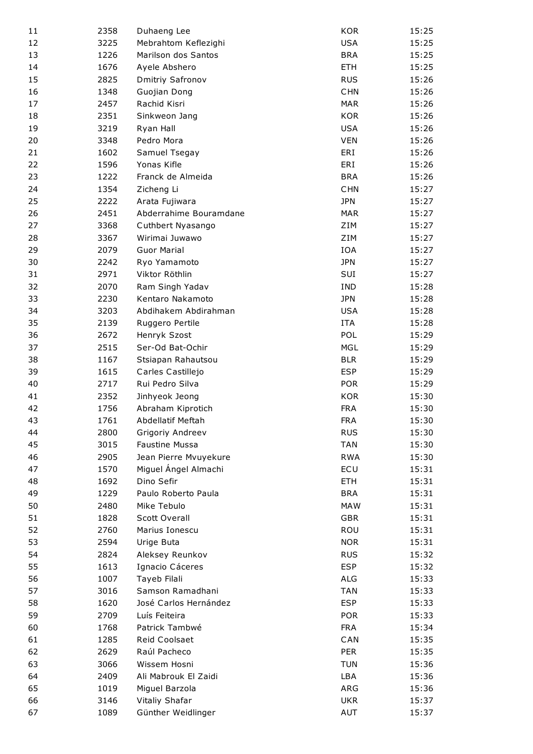| | | | | |
|---|---|---|---|---|
| 11 | 2358 | Duhaeng Lee | KOR | 15:25 |
| 12 | 3225 | Mebrahtom Keflezighi | USA | 15:25 |
| 13 | 1226 | Marilson dos Santos | BRA | 15:25 |
| 14 | 1676 | Ayele Abshero | ETH | 15:25 |
| 15 | 2825 | Dmitriy Safronov | RUS | 15:26 |
| 16 | 1348 | Guojian Dong | CHN | 15:26 |
| 17 | 2457 | Rachid Kisri | MAR | 15:26 |
| 18 | 2351 | Sinkweon Jang | KOR | 15:26 |
| 19 | 3219 | Ryan Hall | USA | 15:26 |
| 20 | 3348 | Pedro Mora | VEN | 15:26 |
| 21 | 1602 | Samuel Tsegay | ERI | 15:26 |
| 22 | 1596 | Yonas Kifle | ERI | 15:26 |
| 23 | 1222 | Franck de Almeida | BRA | 15:26 |
| 24 | 1354 | Zicheng Li | CHN | 15:27 |
| 25 | 2222 | Arata Fujiwara | JPN | 15:27 |
| 26 | 2451 | Abderrahime Bouramdane | MAR | 15:27 |
| 27 | 3368 | Cuthbert Nyasango | ZIM | 15:27 |
| 28 | 3367 | Wirimai Juwawo | ZIM | 15:27 |
| 29 | 2079 | Guor Marial | IOA | 15:27 |
| 30 | 2242 | Ryo Yamamoto | JPN | 15:27 |
| 31 | 2971 | Viktor Röthlin | SUI | 15:27 |
| 32 | 2070 | Ram Singh Yadav | IND | 15:28 |
| 33 | 2230 | Kentaro Nakamoto | JPN | 15:28 |
| 34 | 3203 | Abdihakem Abdirahman | USA | 15:28 |
| 35 | 2139 | Ruggero Pertile | ITA | 15:28 |
| 36 | 2672 | Henryk Szost | POL | 15:29 |
| 37 | 2515 | Ser-Od Bat-Ochir | MGL | 15:29 |
| 38 | 1167 | Stsiapan Rahautsou | BLR | 15:29 |
| 39 | 1615 | Carles Castillejo | ESP | 15:29 |
| 40 | 2717 | Rui Pedro Silva | POR | 15:29 |
| 41 | 2352 | Jinhyeok Jeong | KOR | 15:30 |
| 42 | 1756 | Abraham Kiprotich | FRA | 15:30 |
| 43 | 1761 | Abdellatif Meftah | FRA | 15:30 |
| 44 | 2800 | Grigoriy Andreev | RUS | 15:30 |
| 45 | 3015 | Faustine Mussa | TAN | 15:30 |
| 46 | 2905 | Jean Pierre Mvuyekure | RWA | 15:30 |
| 47 | 1570 | Miguel Ángel Almachi | ECU | 15:31 |
| 48 | 1692 | Dino Sefir | ETH | 15:31 |
| 49 | 1229 | Paulo Roberto Paula | BRA | 15:31 |
| 50 | 2480 | Mike Tebulo | MAW | 15:31 |
| 51 | 1828 | Scott Overall | GBR | 15:31 |
| 52 | 2760 | Marius Ionescu | ROU | 15:31 |
| 53 | 2594 | Urige Buta | NOR | 15:31 |
| 54 | 2824 | Aleksey Reunkov | RUS | 15:32 |
| 55 | 1613 | Ignacio Cáceres | ESP | 15:32 |
| 56 | 1007 | Tayeb Filali | ALG | 15:33 |
| 57 | 3016 | Samson Ramadhani | TAN | 15:33 |
| 58 | 1620 | José Carlos Hernández | ESP | 15:33 |
| 59 | 2709 | Luís Feiteira | POR | 15:33 |
| 60 | 1768 | Patrick Tambwé | FRA | 15:34 |
| 61 | 1285 | Reid Coolsaet | CAN | 15:35 |
| 62 | 2629 | Raúl Pacheco | PER | 15:35 |
| 63 | 3066 | Wissem Hosni | TUN | 15:36 |
| 64 | 2409 | Ali Mabrouk El Zaidi | LBA | 15:36 |
| 65 | 1019 | Miguel Barzola | ARG | 15:36 |
| 66 | 3146 | Vitaliy Shafar | UKR | 15:37 |
| 67 | 1089 | Günther Weidlinger | AUT | 15:37 |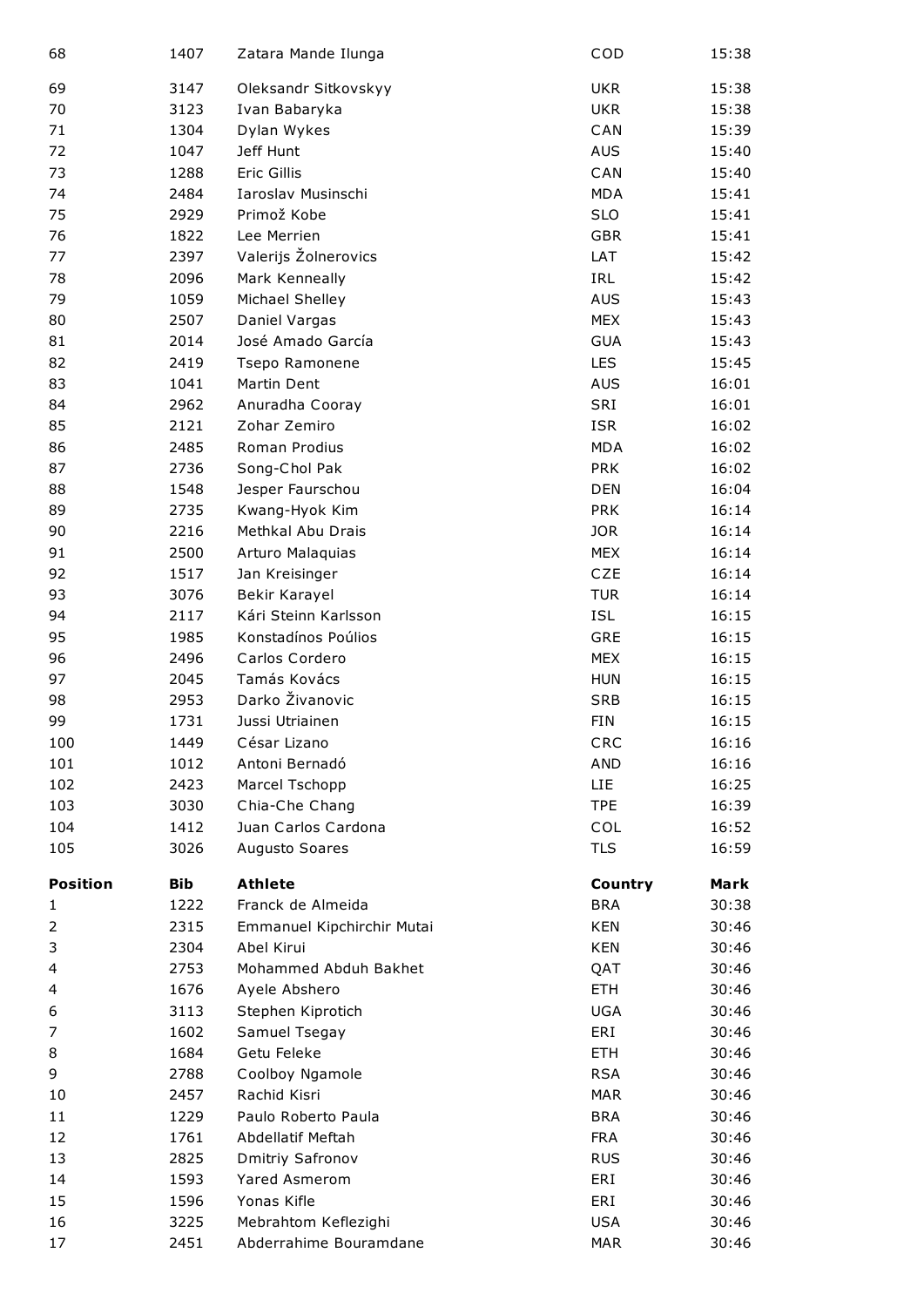| | | | | |
|---|---|---|---|---|
| 68 | 1407 | Zatara Mande Ilunga | COD | 15:38 |
| 69 | 3147 | Oleksandr Sitkovskyy | UKR | 15:38 |
| 70 | 3123 | Ivan Babaryka | UKR | 15:38 |
| 71 | 1304 | Dylan Wykes | CAN | 15:39 |
| 72 | 1047 | Jeff Hunt | AUS | 15:40 |
| 73 | 1288 | Eric Gillis | CAN | 15:40 |
| 74 | 2484 | Iaroslav Musinschi | MDA | 15:41 |
| 75 | 2929 | Primož Kobe | SLO | 15:41 |
| 76 | 1822 | Lee Merrien | GBR | 15:41 |
| 77 | 2397 | Valerijs Žolnerovics | LAT | 15:42 |
| 78 | 2096 | Mark Kenneally | IRL | 15:42 |
| 79 | 1059 | Michael Shelley | AUS | 15:43 |
| 80 | 2507 | Daniel Vargas | MEX | 15:43 |
| 81 | 2014 | José Amado García | GUA | 15:43 |
| 82 | 2419 | Tsepo Ramonene | LES | 15:45 |
| 83 | 1041 | Martin Dent | AUS | 16:01 |
| 84 | 2962 | Anuradha Cooray | SRI | 16:01 |
| 85 | 2121 | Zohar Zemiro | ISR | 16:02 |
| 86 | 2485 | Roman Prodius | MDA | 16:02 |
| 87 | 2736 | Song-Chol Pak | PRK | 16:02 |
| 88 | 1548 | Jesper Faurschou | DEN | 16:04 |
| 89 | 2735 | Kwang-Hyok Kim | PRK | 16:14 |
| 90 | 2216 | Methkal Abu Drais | JOR | 16:14 |
| 91 | 2500 | Arturo Malaquias | MEX | 16:14 |
| 92 | 1517 | Jan Kreisinger | CZE | 16:14 |
| 93 | 3076 | Bekir Karayel | TUR | 16:14 |
| 94 | 2117 | Kári Steinn Karlsson | ISL | 16:15 |
| 95 | 1985 | Konstadínos Poúlios | GRE | 16:15 |
| 96 | 2496 | Carlos Cordero | MEX | 16:15 |
| 97 | 2045 | Tamás Kovács | HUN | 16:15 |
| 98 | 2953 | Darko Živanovic | SRB | 16:15 |
| 99 | 1731 | Jussi Utriainen | FIN | 16:15 |
| 100 | 1449 | César Lizano | CRC | 16:16 |
| 101 | 1012 | Antoni Bernadó | AND | 16:16 |
| 102 | 2423 | Marcel Tschopp | LIE | 16:25 |
| 103 | 3030 | Chia-Che Chang | TPE | 16:39 |
| 104 | 1412 | Juan Carlos Cardona | COL | 16:52 |
| 105 | 3026 | Augusto Soares | TLS | 16:59 |

| **Position** | **Bib** | **Athlete** | **Country** | **Mark** |
|---|---|---|---|---|
| 1 | 1222 | Franck de Almeida | BRA | 30:38 |
| 2 | 2315 | Emmanuel Kipchirchir Mutai | KEN | 30:46 |
| 3 | 2304 | Abel Kirui | KEN | 30:46 |
| 4 | 2753 | Mohammed Abduh Bakhet | QAT | 30:46 |
| 4 | 1676 | Ayele Abshero | ETH | 30:46 |
| 6 | 3113 | Stephen Kiprotich | UGA | 30:46 |
| 7 | 1602 | Samuel Tsegay | ERI | 30:46 |
| 8 | 1684 | Getu Feleke | ETH | 30:46 |
| 9 | 2788 | Coolboy Ngamole | RSA | 30:46 |
| 10 | 2457 | Rachid Kisri | MAR | 30:46 |
| 11 | 1229 | Paulo Roberto Paula | BRA | 30:46 |
| 12 | 1761 | Abdellatif Meftah | FRA | 30:46 |
| 13 | 2825 | Dmitriy Safronov | RUS | 30:46 |
| 14 | 1593 | Yared Asmerom | ERI | 30:46 |
| 15 | 1596 | Yonas Kifle | ERI | 30:46 |
| 16 | 3225 | Mebrahtom Keflezighi | USA | 30:46 |
| 17 | 2451 | Abderrahime Bouramdane | MAR | 30:46 |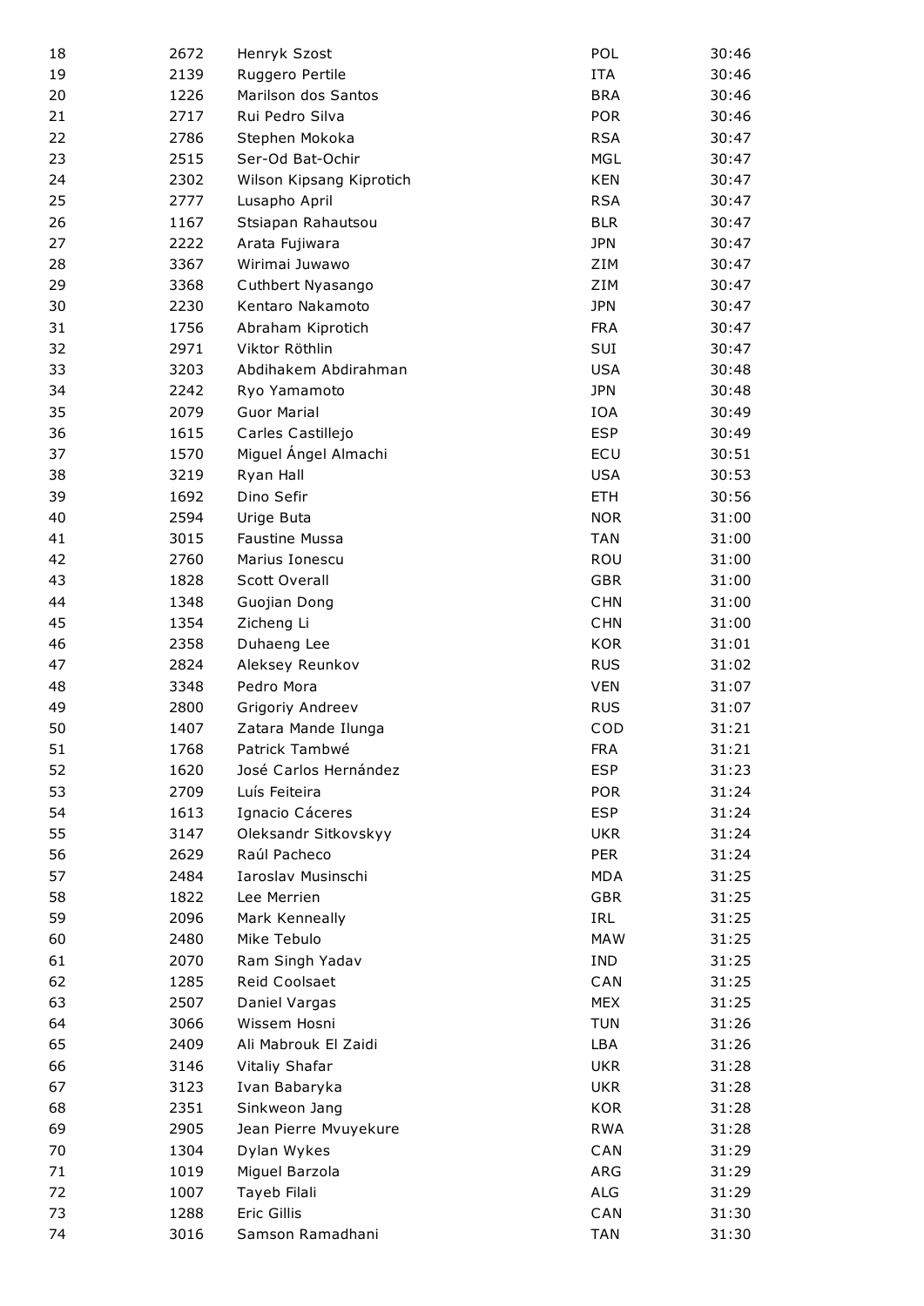| | | | | |
|---|---|---|---|---|
| 18 | 2672 | Henryk Szost | POL | 30:46 |
| 19 | 2139 | Ruggero Pertile | ITA | 30:46 |
| 20 | 1226 | Marilson dos Santos | BRA | 30:46 |
| 21 | 2717 | Rui Pedro Silva | POR | 30:46 |
| 22 | 2786 | Stephen Mokoka | RSA | 30:47 |
| 23 | 2515 | Ser-Od Bat-Ochir | MGL | 30:47 |
| 24 | 2302 | Wilson Kipsang Kiprotich | KEN | 30:47 |
| 25 | 2777 | Lusapho April | RSA | 30:47 |
| 26 | 1167 | Stsiapan Rahautsou | BLR | 30:47 |
| 27 | 2222 | Arata Fujiwara | JPN | 30:47 |
| 28 | 3367 | Wirimai Juwawo | ZIM | 30:47 |
| 29 | 3368 | Cuthbert Nyasango | ZIM | 30:47 |
| 30 | 2230 | Kentaro Nakamoto | JPN | 30:47 |
| 31 | 1756 | Abraham Kiprotich | FRA | 30:47 |
| 32 | 2971 | Viktor Röthlin | SUI | 30:47 |
| 33 | 3203 | Abdihakem Abdirahman | USA | 30:48 |
| 34 | 2242 | Ryo Yamamoto | JPN | 30:48 |
| 35 | 2079 | Guor Marial | IOA | 30:49 |
| 36 | 1615 | Carles Castillejo | ESP | 30:49 |
| 37 | 1570 | Miguel Ángel Almachi | ECU | 30:51 |
| 38 | 3219 | Ryan Hall | USA | 30:53 |
| 39 | 1692 | Dino Sefir | ETH | 30:56 |
| 40 | 2594 | Urige Buta | NOR | 31:00 |
| 41 | 3015 | Faustine Mussa | TAN | 31:00 |
| 42 | 2760 | Marius Ionescu | ROU | 31:00 |
| 43 | 1828 | Scott Overall | GBR | 31:00 |
| 44 | 1348 | Guojian Dong | CHN | 31:00 |
| 45 | 1354 | Zicheng Li | CHN | 31:00 |
| 46 | 2358 | Duhaeng Lee | KOR | 31:01 |
| 47 | 2824 | Aleksey Reunkov | RUS | 31:02 |
| 48 | 3348 | Pedro Mora | VEN | 31:07 |
| 49 | 2800 | Grigoriy Andreev | RUS | 31:07 |
| 50 | 1407 | Zatara Mande Ilunga | COD | 31:21 |
| 51 | 1768 | Patrick Tambwé | FRA | 31:21 |
| 52 | 1620 | José Carlos Hernández | ESP | 31:23 |
| 53 | 2709 | Luís Feiteira | POR | 31:24 |
| 54 | 1613 | Ignacio Cáceres | ESP | 31:24 |
| 55 | 3147 | Oleksandr Sitkovskyy | UKR | 31:24 |
| 56 | 2629 | Raúl Pacheco | PER | 31:24 |
| 57 | 2484 | Iaroslav Musinschi | MDA | 31:25 |
| 58 | 1822 | Lee Merrien | GBR | 31:25 |
| 59 | 2096 | Mark Kenneally | IRL | 31:25 |
| 60 | 2480 | Mike Tebulo | MAW | 31:25 |
| 61 | 2070 | Ram Singh Yadav | IND | 31:25 |
| 62 | 1285 | Reid Coolsaet | CAN | 31:25 |
| 63 | 2507 | Daniel Vargas | MEX | 31:25 |
| 64 | 3066 | Wissem Hosni | TUN | 31:26 |
| 65 | 2409 | Ali Mabrouk El Zaidi | LBA | 31:26 |
| 66 | 3146 | Vitaliy Shafar | UKR | 31:28 |
| 67 | 3123 | Ivan Babaryka | UKR | 31:28 |
| 68 | 2351 | Sinkweon Jang | KOR | 31:28 |
| 69 | 2905 | Jean Pierre Mvuyekure | RWA | 31:28 |
| 70 | 1304 | Dylan Wykes | CAN | 31:29 |
| 71 | 1019 | Miguel Barzola | ARG | 31:29 |
| 72 | 1007 | Tayeb Filali | ALG | 31:29 |
| 73 | 1288 | Eric Gillis | CAN | 31:30 |
| 74 | 3016 | Samson Ramadhani | TAN | 31:30 |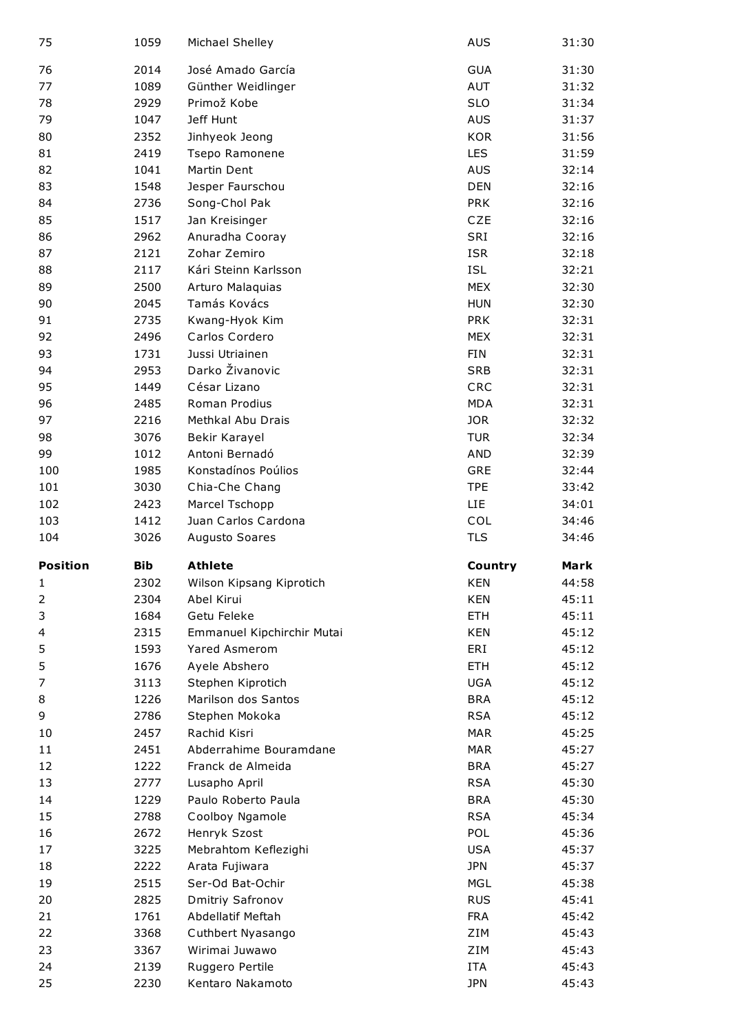| 75 | 1059 | Michael Shelley | AUS | 31:30 |
|---|---|---|---|---|
| 76 | 2014 | José Amado García | GUA | 31:30 |
| 77 | 1089 | Günther Weidlinger | AUT | 31:32 |
| 78 | 2929 | Primož Kobe | SLO | 31:34 |
| 79 | 1047 | Jeff Hunt | AUS | 31:37 |
| 80 | 2352 | Jinhyeok Jeong | KOR | 31:56 |
| 81 | 2419 | Tsepo Ramonene | LES | 31:59 |
| 82 | 1041 | Martin Dent | AUS | 32:14 |
| 83 | 1548 | Jesper Faurschou | DEN | 32:16 |
| 84 | 2736 | Song-Chol Pak | PRK | 32:16 |
| 85 | 1517 | Jan Kreisinger | CZE | 32:16 |
| 86 | 2962 | Anuradha Cooray | SRI | 32:16 |
| 87 | 2121 | Zohar Zemiro | ISR | 32:18 |
| 88 | 2117 | Kári Steinn Karlsson | ISL | 32:21 |
| 89 | 2500 | Arturo Malaquias | MEX | 32:30 |
| 90 | 2045 | Tamás Kovács | HUN | 32:30 |
| 91 | 2735 | Kwang-Hyok Kim | PRK | 32:31 |
| 92 | 2496 | Carlos Cordero | MEX | 32:31 |
| 93 | 1731 | Jussi Utriainen | FIN | 32:31 |
| 94 | 2953 | Darko Živanovic | SRB | 32:31 |
| 95 | 1449 | César Lizano | CRC | 32:31 |
| 96 | 2485 | Roman Prodius | MDA | 32:31 |
| 97 | 2216 | Methkal Abu Drais | JOR | 32:32 |
| 98 | 3076 | Bekir Karayel | TUR | 32:34 |
| 99 | 1012 | Antoni Bernadó | AND | 32:39 |
| 100 | 1985 | Konstadínos Poúlios | GRE | 32:44 |
| 101 | 3030 | Chia-Che Chang | TPE | 33:42 |
| 102 | 2423 | Marcel Tschopp | LIE | 34:01 |
| 103 | 1412 | Juan Carlos Cardona | COL | 34:46 |
| 104 | 3026 | Augusto Soares | TLS | 34:46 |

| Position | Bib | Athlete | Country | Mark |
|---|---|---|---|---|
| 1 | 2302 | Wilson Kipsang Kiprotich | KEN | 44:58 |
| 2 | 2304 | Abel Kirui | KEN | 45:11 |
| 3 | 1684 | Getu Feleke | ETH | 45:11 |
| 4 | 2315 | Emmanuel Kipchirchir Mutai | KEN | 45:12 |
| 5 | 1593 | Yared Asmerom | ERI | 45:12 |
| 5 | 1676 | Ayele Abshero | ETH | 45:12 |
| 7 | 3113 | Stephen Kiprotich | UGA | 45:12 |
| 8 | 1226 | Marilson dos Santos | BRA | 45:12 |
| 9 | 2786 | Stephen Mokoka | RSA | 45:12 |
| 10 | 2457 | Rachid Kisri | MAR | 45:25 |
| 11 | 2451 | Abderrahime Bouramdane | MAR | 45:27 |
| 12 | 1222 | Franck de Almeida | BRA | 45:27 |
| 13 | 2777 | Lusapho April | RSA | 45:30 |
| 14 | 1229 | Paulo Roberto Paula | BRA | 45:30 |
| 15 | 2788 | Coolboy Ngamole | RSA | 45:34 |
| 16 | 2672 | Henryk Szost | POL | 45:36 |
| 17 | 3225 | Mebrahtom Keflezighi | USA | 45:37 |
| 18 | 2222 | Arata Fujiwara | JPN | 45:37 |
| 19 | 2515 | Ser-Od Bat-Ochir | MGL | 45:38 |
| 20 | 2825 | Dmitriy Safronov | RUS | 45:41 |
| 21 | 1761 | Abdellatif Meftah | FRA | 45:42 |
| 22 | 3368 | Cuthbert Nyasango | ZIM | 45:43 |
| 23 | 3367 | Wirimai Juwawo | ZIM | 45:43 |
| 24 | 2139 | Ruggero Pertile | ITA | 45:43 |
| 25 | 2230 | Kentaro Nakamoto | JPN | 45:43 |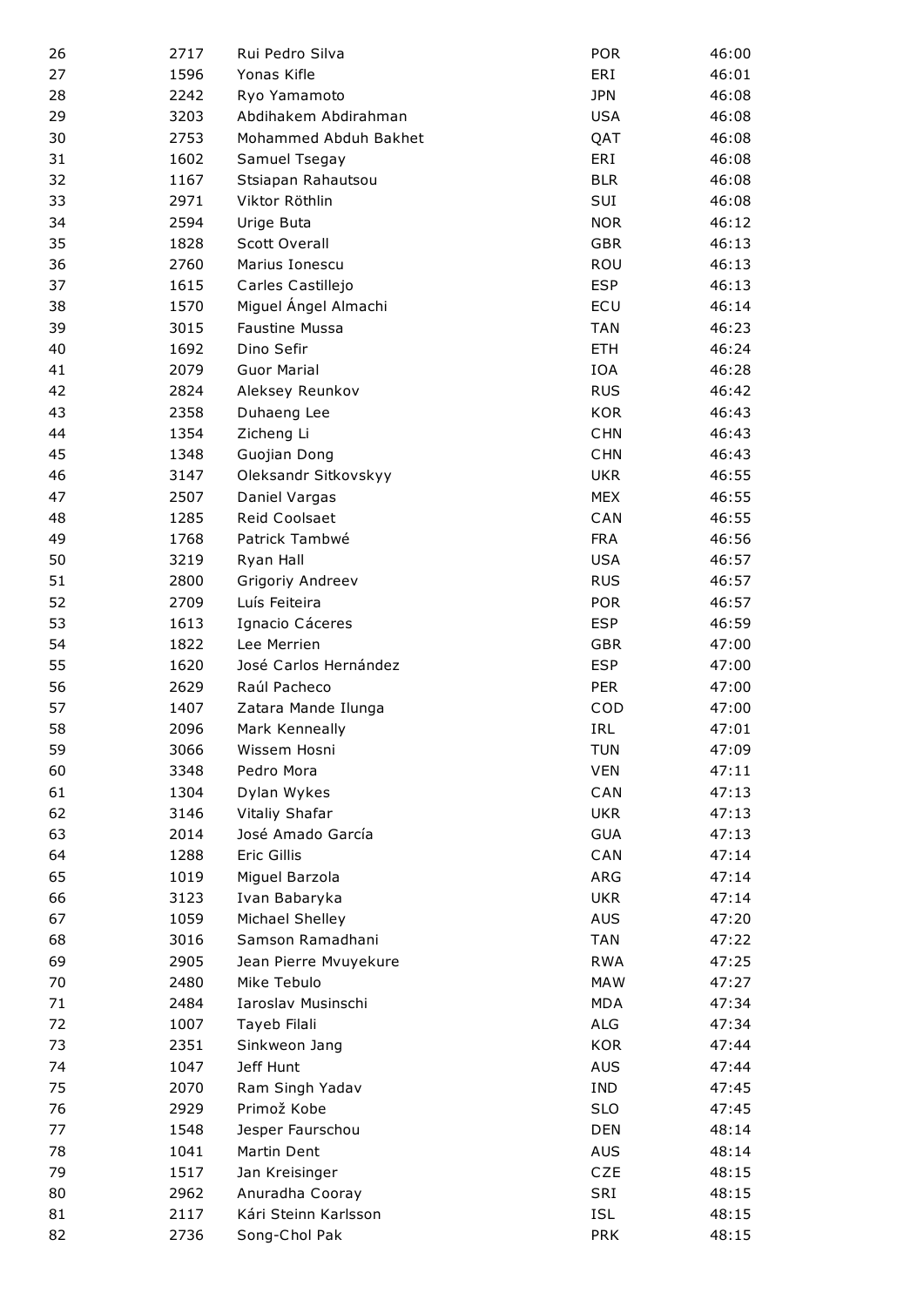| | | | | |
|---|---|---|---|---|
| 26 | 2717 | Rui Pedro Silva | POR | 46:00 |
| 27 | 1596 | Yonas Kifle | ERI | 46:01 |
| 28 | 2242 | Ryo Yamamoto | JPN | 46:08 |
| 29 | 3203 | Abdihakem Abdirahman | USA | 46:08 |
| 30 | 2753 | Mohammed Abduh Bakhet | QAT | 46:08 |
| 31 | 1602 | Samuel Tsegay | ERI | 46:08 |
| 32 | 1167 | Stsiapan Rahautsou | BLR | 46:08 |
| 33 | 2971 | Viktor Röthlin | SUI | 46:08 |
| 34 | 2594 | Urige Buta | NOR | 46:12 |
| 35 | 1828 | Scott Overall | GBR | 46:13 |
| 36 | 2760 | Marius Ionescu | ROU | 46:13 |
| 37 | 1615 | Carles Castillejo | ESP | 46:13 |
| 38 | 1570 | Miguel Ángel Almachi | ECU | 46:14 |
| 39 | 3015 | Faustine Mussa | TAN | 46:23 |
| 40 | 1692 | Dino Sefir | ETH | 46:24 |
| 41 | 2079 | Guor Marial | IOA | 46:28 |
| 42 | 2824 | Aleksey Reunkov | RUS | 46:42 |
| 43 | 2358 | Duhaeng Lee | KOR | 46:43 |
| 44 | 1354 | Zicheng Li | CHN | 46:43 |
| 45 | 1348 | Guojian Dong | CHN | 46:43 |
| 46 | 3147 | Oleksandr Sitkovskyy | UKR | 46:55 |
| 47 | 2507 | Daniel Vargas | MEX | 46:55 |
| 48 | 1285 | Reid Coolsaet | CAN | 46:55 |
| 49 | 1768 | Patrick Tambwé | FRA | 46:56 |
| 50 | 3219 | Ryan Hall | USA | 46:57 |
| 51 | 2800 | Grigoriy Andreev | RUS | 46:57 |
| 52 | 2709 | Luís Feiteira | POR | 46:57 |
| 53 | 1613 | Ignacio Cáceres | ESP | 46:59 |
| 54 | 1822 | Lee Merrien | GBR | 47:00 |
| 55 | 1620 | José Carlos Hernández | ESP | 47:00 |
| 56 | 2629 | Raúl Pacheco | PER | 47:00 |
| 57 | 1407 | Zatara Mande Ilunga | COD | 47:00 |
| 58 | 2096 | Mark Kenneally | IRL | 47:01 |
| 59 | 3066 | Wissem Hosni | TUN | 47:09 |
| 60 | 3348 | Pedro Mora | VEN | 47:11 |
| 61 | 1304 | Dylan Wykes | CAN | 47:13 |
| 62 | 3146 | Vitaliy Shafar | UKR | 47:13 |
| 63 | 2014 | José Amado García | GUA | 47:13 |
| 64 | 1288 | Eric Gillis | CAN | 47:14 |
| 65 | 1019 | Miguel Barzola | ARG | 47:14 |
| 66 | 3123 | Ivan Babaryka | UKR | 47:14 |
| 67 | 1059 | Michael Shelley | AUS | 47:20 |
| 68 | 3016 | Samson Ramadhani | TAN | 47:22 |
| 69 | 2905 | Jean Pierre Mvuyekure | RWA | 47:25 |
| 70 | 2480 | Mike Tebulo | MAW | 47:27 |
| 71 | 2484 | Iaroslav Musinschi | MDA | 47:34 |
| 72 | 1007 | Tayeb Filali | ALG | 47:34 |
| 73 | 2351 | Sinkweon Jang | KOR | 47:44 |
| 74 | 1047 | Jeff Hunt | AUS | 47:44 |
| 75 | 2070 | Ram Singh Yadav | IND | 47:45 |
| 76 | 2929 | Primož Kobe | SLO | 47:45 |
| 77 | 1548 | Jesper Faurschou | DEN | 48:14 |
| 78 | 1041 | Martin Dent | AUS | 48:14 |
| 79 | 1517 | Jan Kreisinger | CZE | 48:15 |
| 80 | 2962 | Anuradha Cooray | SRI | 48:15 |
| 81 | 2117 | Kári Steinn Karlsson | ISL | 48:15 |
| 82 | 2736 | Song-Chol Pak | PRK | 48:15 |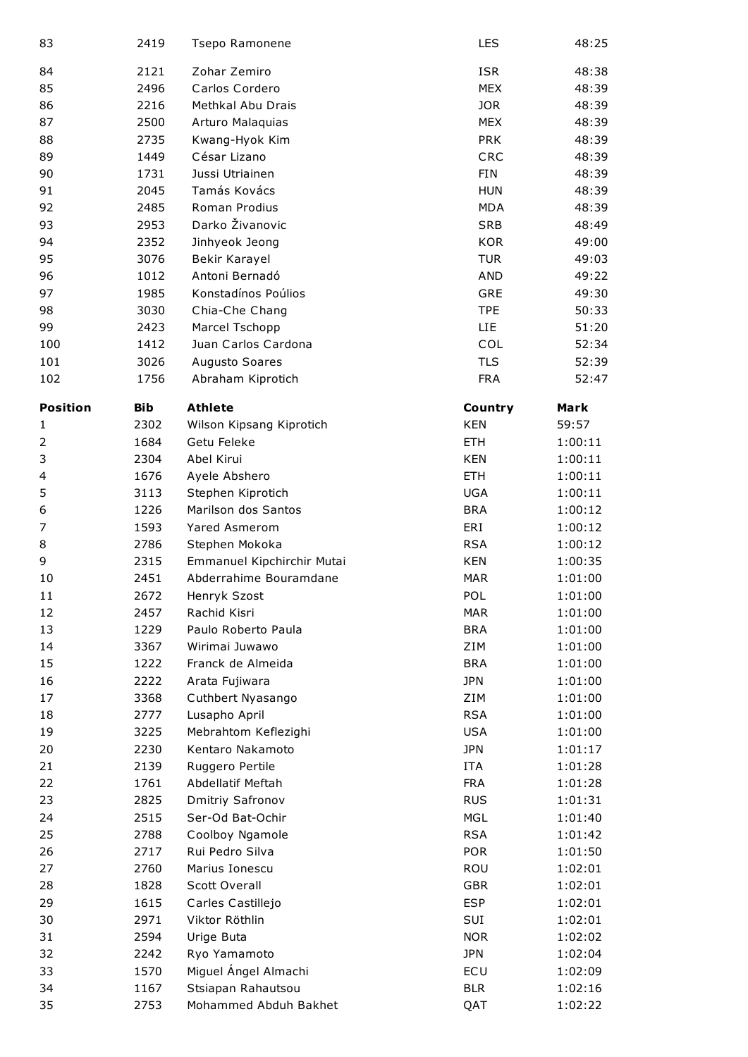| 83 | 2419 | Tsepo Ramonene | LES | 48:25 |
|---|---|---|---|---|
| 84 | 2121 | Zohar Zemiro | ISR | 48:38 |
| 85 | 2496 | Carlos Cordero | MEX | 48:39 |
| 86 | 2216 | Methkal Abu Drais | JOR | 48:39 |
| 87 | 2500 | Arturo Malaquias | MEX | 48:39 |
| 88 | 2735 | Kwang-Hyok Kim | PRK | 48:39 |
| 89 | 1449 | César Lizano | CRC | 48:39 |
| 90 | 1731 | Jussi Utriainen | FIN | 48:39 |
| 91 | 2045 | Tamás Kovács | HUN | 48:39 |
| 92 | 2485 | Roman Prodius | MDA | 48:39 |
| 93 | 2953 | Darko Živanovic | SRB | 48:49 |
| 94 | 2352 | Jinhyeok Jeong | KOR | 49:00 |
| 95 | 3076 | Bekir Karayel | TUR | 49:03 |
| 96 | 1012 | Antoni Bernadó | AND | 49:22 |
| 97 | 1985 | Konstadínos Poúlios | GRE | 49:30 |
| 98 | 3030 | Chia-Che Chang | TPE | 50:33 |
| 99 | 2423 | Marcel Tschopp | LIE | 51:20 |
| 100 | 1412 | Juan Carlos Cardona | COL | 52:34 |
| 101 | 3026 | Augusto Soares | TLS | 52:39 |
| 102 | 1756 | Abraham Kiprotich | FRA | 52:47 |

| **Position** | **Bib** | **Athlete** | **Country** | **Mark** |
|---|---|---|---|---|
| 1 | 2302 | Wilson Kipsang Kiprotich | KEN | 59:57 |
| 2 | 1684 | Getu Feleke | ETH | 1:00:11 |
| 3 | 2304 | Abel Kirui | KEN | 1:00:11 |
| 4 | 1676 | Ayele Abshero | ETH | 1:00:11 |
| 5 | 3113 | Stephen Kiprotich | UGA | 1:00:11 |
| 6 | 1226 | Marilson dos Santos | BRA | 1:00:12 |
| 7 | 1593 | Yared Asmerom | ERI | 1:00:12 |
| 8 | 2786 | Stephen Mokoka | RSA | 1:00:12 |
| 9 | 2315 | Emmanuel Kipchirchir Mutai | KEN | 1:00:35 |
| 10 | 2451 | Abderrahime Bouramdane | MAR | 1:01:00 |
| 11 | 2672 | Henryk Szost | POL | 1:01:00 |
| 12 | 2457 | Rachid Kisri | MAR | 1:01:00 |
| 13 | 1229 | Paulo Roberto Paula | BRA | 1:01:00 |
| 14 | 3367 | Wirimai Juwawo | ZIM | 1:01:00 |
| 15 | 1222 | Franck de Almeida | BRA | 1:01:00 |
| 16 | 2222 | Arata Fujiwara | JPN | 1:01:00 |
| 17 | 3368 | Cuthbert Nyasango | ZIM | 1:01:00 |
| 18 | 2777 | Lusapho April | RSA | 1:01:00 |
| 19 | 3225 | Mebrahtom Keflezighi | USA | 1:01:00 |
| 20 | 2230 | Kentaro Nakamoto | JPN | 1:01:17 |
| 21 | 2139 | Ruggero Pertile | ITA | 1:01:28 |
| 22 | 1761 | Abdellatif Meftah | FRA | 1:01:28 |
| 23 | 2825 | Dmitriy Safronov | RUS | 1:01:31 |
| 24 | 2515 | Ser-Od Bat-Ochir | MGL | 1:01:40 |
| 25 | 2788 | Coolboy Ngamole | RSA | 1:01:42 |
| 26 | 2717 | Rui Pedro Silva | POR | 1:01:50 |
| 27 | 2760 | Marius Ionescu | ROU | 1:02:01 |
| 28 | 1828 | Scott Overall | GBR | 1:02:01 |
| 29 | 1615 | Carles Castillejo | ESP | 1:02:01 |
| 30 | 2971 | Viktor Röthlin | SUI | 1:02:01 |
| 31 | 2594 | Urige Buta | NOR | 1:02:02 |
| 32 | 2242 | Ryo Yamamoto | JPN | 1:02:04 |
| 33 | 1570 | Miguel Ángel Almachi | ECU | 1:02:09 |
| 34 | 1167 | Stsiapan Rahautsou | BLR | 1:02:16 |
| 35 | 2753 | Mohammed Abduh Bakhet | QAT | 1:02:22 |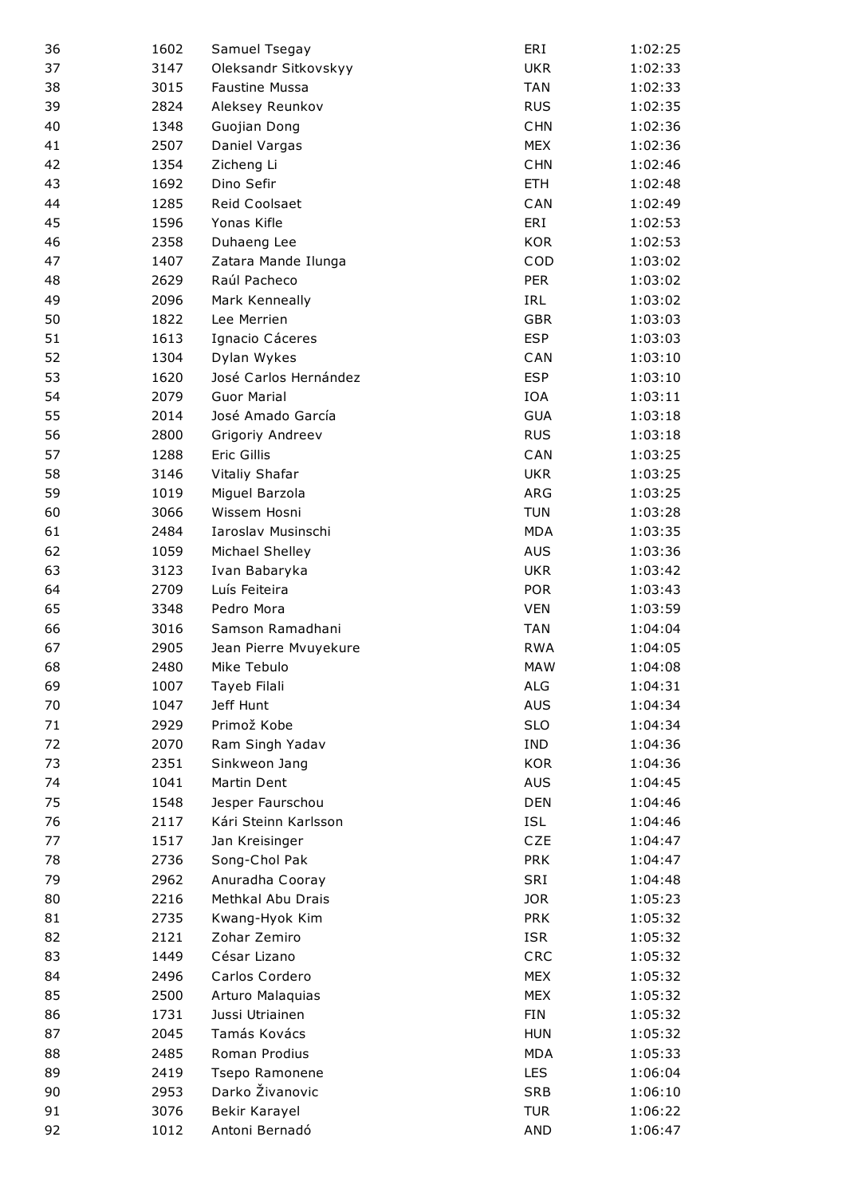| | | | | |
|---|---|---|---|---|
| 36 | 1602 | Samuel Tsegay | ERI | 1:02:25 |
| 37 | 3147 | Oleksandr Sitkovskyy | UKR | 1:02:33 |
| 38 | 3015 | Faustine Mussa | TAN | 1:02:33 |
| 39 | 2824 | Aleksey Reunkov | RUS | 1:02:35 |
| 40 | 1348 | Guojian Dong | CHN | 1:02:36 |
| 41 | 2507 | Daniel Vargas | MEX | 1:02:36 |
| 42 | 1354 | Zicheng Li | CHN | 1:02:46 |
| 43 | 1692 | Dino Sefir | ETH | 1:02:48 |
| 44 | 1285 | Reid Coolsaet | CAN | 1:02:49 |
| 45 | 1596 | Yonas Kifle | ERI | 1:02:53 |
| 46 | 2358 | Duhaeng Lee | KOR | 1:02:53 |
| 47 | 1407 | Zatara Mande Ilunga | COD | 1:03:02 |
| 48 | 2629 | Raúl Pacheco | PER | 1:03:02 |
| 49 | 2096 | Mark Kenneally | IRL | 1:03:02 |
| 50 | 1822 | Lee Merrien | GBR | 1:03:03 |
| 51 | 1613 | Ignacio Cáceres | ESP | 1:03:03 |
| 52 | 1304 | Dylan Wykes | CAN | 1:03:10 |
| 53 | 1620 | José Carlos Hernández | ESP | 1:03:10 |
| 54 | 2079 | Guor Marial | IOA | 1:03:11 |
| 55 | 2014 | José Amado García | GUA | 1:03:18 |
| 56 | 2800 | Grigoriy Andreev | RUS | 1:03:18 |
| 57 | 1288 | Eric Gillis | CAN | 1:03:25 |
| 58 | 3146 | Vitaliy Shafar | UKR | 1:03:25 |
| 59 | 1019 | Miguel Barzola | ARG | 1:03:25 |
| 60 | 3066 | Wissem Hosni | TUN | 1:03:28 |
| 61 | 2484 | Iaroslav Musinschi | MDA | 1:03:35 |
| 62 | 1059 | Michael Shelley | AUS | 1:03:36 |
| 63 | 3123 | Ivan Babaryka | UKR | 1:03:42 |
| 64 | 2709 | Luís Feiteira | POR | 1:03:43 |
| 65 | 3348 | Pedro Mora | VEN | 1:03:59 |
| 66 | 3016 | Samson Ramadhani | TAN | 1:04:04 |
| 67 | 2905 | Jean Pierre Mvuyekure | RWA | 1:04:05 |
| 68 | 2480 | Mike Tebulo | MAW | 1:04:08 |
| 69 | 1007 | Tayeb Filali | ALG | 1:04:31 |
| 70 | 1047 | Jeff Hunt | AUS | 1:04:34 |
| 71 | 2929 | Primož Kobe | SLO | 1:04:34 |
| 72 | 2070 | Ram Singh Yadav | IND | 1:04:36 |
| 73 | 2351 | Sinkweon Jang | KOR | 1:04:36 |
| 74 | 1041 | Martin Dent | AUS | 1:04:45 |
| 75 | 1548 | Jesper Faurschou | DEN | 1:04:46 |
| 76 | 2117 | Kári Steinn Karlsson | ISL | 1:04:46 |
| 77 | 1517 | Jan Kreisinger | CZE | 1:04:47 |
| 78 | 2736 | Song-Chol Pak | PRK | 1:04:47 |
| 79 | 2962 | Anuradha Cooray | SRI | 1:04:48 |
| 80 | 2216 | Methkal Abu Drais | JOR | 1:05:23 |
| 81 | 2735 | Kwang-Hyok Kim | PRK | 1:05:32 |
| 82 | 2121 | Zohar Zemiro | ISR | 1:05:32 |
| 83 | 1449 | César Lizano | CRC | 1:05:32 |
| 84 | 2496 | Carlos Cordero | MEX | 1:05:32 |
| 85 | 2500 | Arturo Malaquias | MEX | 1:05:32 |
| 86 | 1731 | Jussi Utriainen | FIN | 1:05:32 |
| 87 | 2045 | Tamás Kovács | HUN | 1:05:32 |
| 88 | 2485 | Roman Prodius | MDA | 1:05:33 |
| 89 | 2419 | Tsepo Ramonene | LES | 1:06:04 |
| 90 | 2953 | Darko Živanovic | SRB | 1:06:10 |
| 91 | 3076 | Bekir Karayel | TUR | 1:06:22 |
| 92 | 1012 | Antoni Bernadó | AND | 1:06:47 |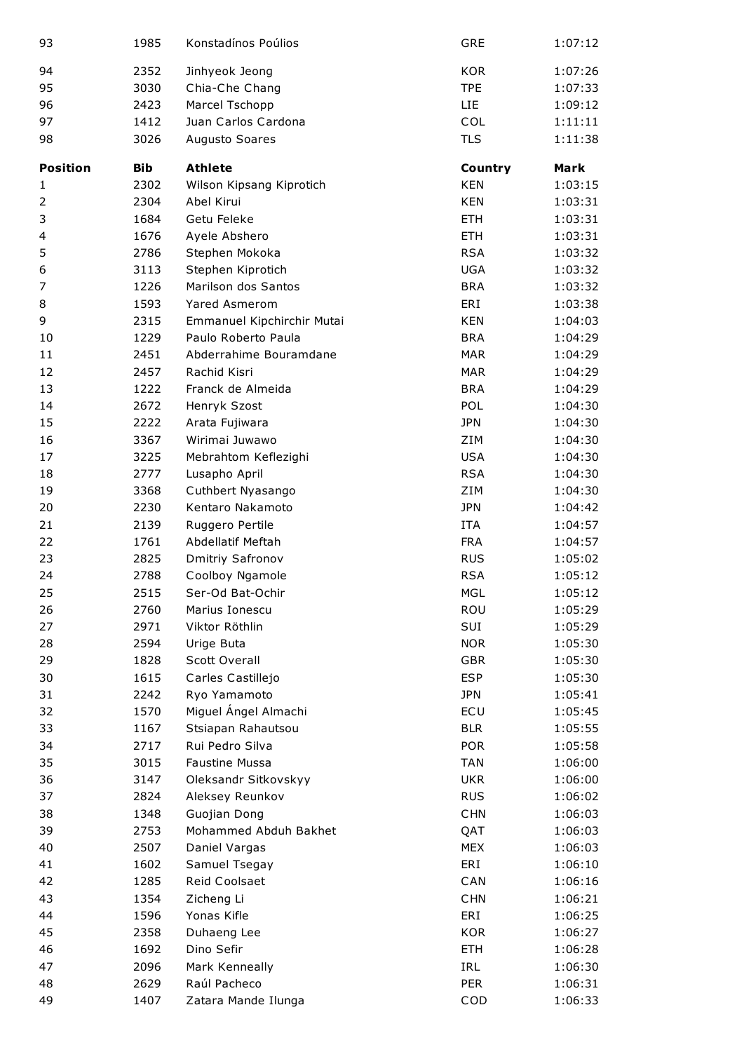| | | | | |
|---|---|---|---|---|
| 93 | 1985 | Konstadínos Poúlios | GRE | 1:07:12 |
| 94 | 2352 | Jinhyeok Jeong | KOR | 1:07:26 |
| 95 | 3030 | Chia-Che Chang | TPE | 1:07:33 |
| 96 | 2423 | Marcel Tschopp | LIE | 1:09:12 |
| 97 | 1412 | Juan Carlos Cardona | COL | 1:11:11 |
| 98 | 3026 | Augusto Soares | TLS | 1:11:38 |

| **Position** | **Bib** | **Athlete** | **Country** | **Mark** |
|---|---|---|---|---|
| 1 | 2302 | Wilson Kipsang Kiprotich | KEN | 1:03:15 |
| 2 | 2304 | Abel Kirui | KEN | 1:03:31 |
| 3 | 1684 | Getu Feleke | ETH | 1:03:31 |
| 4 | 1676 | Ayele Abshero | ETH | 1:03:31 |
| 5 | 2786 | Stephen Mokoka | RSA | 1:03:32 |
| 6 | 3113 | Stephen Kiprotich | UGA | 1:03:32 |
| 7 | 1226 | Marilson dos Santos | BRA | 1:03:32 |
| 8 | 1593 | Yared Asmerom | ERI | 1:03:38 |
| 9 | 2315 | Emmanuel Kipchirchir Mutai | KEN | 1:04:03 |
| 10 | 1229 | Paulo Roberto Paula | BRA | 1:04:29 |
| 11 | 2451 | Abderrahime Bouramdane | MAR | 1:04:29 |
| 12 | 2457 | Rachid Kisri | MAR | 1:04:29 |
| 13 | 1222 | Franck de Almeida | BRA | 1:04:29 |
| 14 | 2672 | Henryk Szost | POL | 1:04:30 |
| 15 | 2222 | Arata Fujiwara | JPN | 1:04:30 |
| 16 | 3367 | Wirimai Juwawo | ZIM | 1:04:30 |
| 17 | 3225 | Mebrahtom Keflezighi | USA | 1:04:30 |
| 18 | 2777 | Lusapho April | RSA | 1:04:30 |
| 19 | 3368 | Cuthbert Nyasango | ZIM | 1:04:30 |
| 20 | 2230 | Kentaro Nakamoto | JPN | 1:04:42 |
| 21 | 2139 | Ruggero Pertile | ITA | 1:04:57 |
| 22 | 1761 | Abdellatif Meftah | FRA | 1:04:57 |
| 23 | 2825 | Dmitriy Safronov | RUS | 1:05:02 |
| 24 | 2788 | Coolboy Ngamole | RSA | 1:05:12 |
| 25 | 2515 | Ser-Od Bat-Ochir | MGL | 1:05:12 |
| 26 | 2760 | Marius Ionescu | ROU | 1:05:29 |
| 27 | 2971 | Viktor Röthlin | SUI | 1:05:29 |
| 28 | 2594 | Urige Buta | NOR | 1:05:30 |
| 29 | 1828 | Scott Overall | GBR | 1:05:30 |
| 30 | 1615 | Carles Castillejo | ESP | 1:05:30 |
| 31 | 2242 | Ryo Yamamoto | JPN | 1:05:41 |
| 32 | 1570 | Miguel Ángel Almachi | ECU | 1:05:45 |
| 33 | 1167 | Stsiapan Rahautsou | BLR | 1:05:55 |
| 34 | 2717 | Rui Pedro Silva | POR | 1:05:58 |
| 35 | 3015 | Faustine Mussa | TAN | 1:06:00 |
| 36 | 3147 | Oleksandr Sitkovskyy | UKR | 1:06:00 |
| 37 | 2824 | Aleksey Reunkov | RUS | 1:06:02 |
| 38 | 1348 | Guojian Dong | CHN | 1:06:03 |
| 39 | 2753 | Mohammed Abduh Bakhet | QAT | 1:06:03 |
| 40 | 2507 | Daniel Vargas | MEX | 1:06:03 |
| 41 | 1602 | Samuel Tsegay | ERI | 1:06:10 |
| 42 | 1285 | Reid Coolsaet | CAN | 1:06:16 |
| 43 | 1354 | Zicheng Li | CHN | 1:06:21 |
| 44 | 1596 | Yonas Kifle | ERI | 1:06:25 |
| 45 | 2358 | Duhaeng Lee | KOR | 1:06:27 |
| 46 | 1692 | Dino Sefir | ETH | 1:06:28 |
| 47 | 2096 | Mark Kenneally | IRL | 1:06:30 |
| 48 | 2629 | Raúl Pacheco | PER | 1:06:31 |
| 49 | 1407 | Zatara Mande Ilunga | COD | 1:06:33 |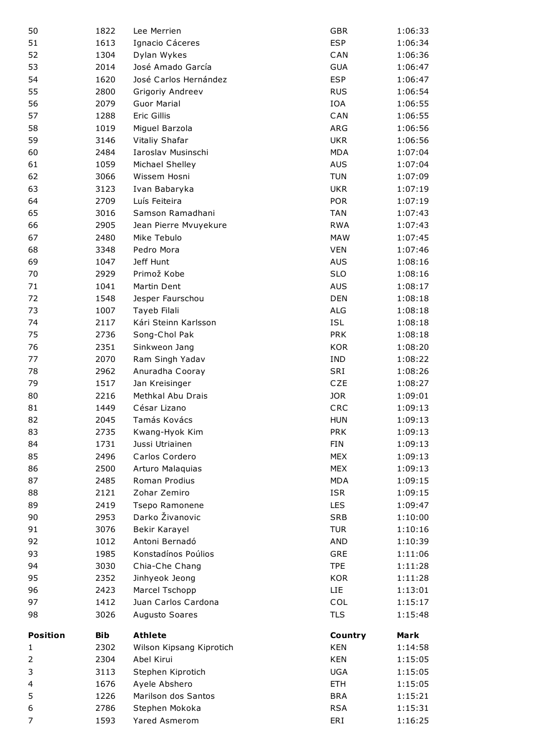| | | | | |
|---|---|---|---|---|
| 50 | 1822 | Lee Merrien | GBR | 1:06:33 |
| 51 | 1613 | Ignacio Cáceres | ESP | 1:06:34 |
| 52 | 1304 | Dylan Wykes | CAN | 1:06:36 |
| 53 | 2014 | José Amado García | GUA | 1:06:47 |
| 54 | 1620 | José Carlos Hernández | ESP | 1:06:47 |
| 55 | 2800 | Grigoriy Andreev | RUS | 1:06:54 |
| 56 | 2079 | Guor Marial | IOA | 1:06:55 |
| 57 | 1288 | Eric Gillis | CAN | 1:06:55 |
| 58 | 1019 | Miguel Barzola | ARG | 1:06:56 |
| 59 | 3146 | Vitaliy Shafar | UKR | 1:06:56 |
| 60 | 2484 | Iaroslav Musinschi | MDA | 1:07:04 |
| 61 | 1059 | Michael Shelley | AUS | 1:07:04 |
| 62 | 3066 | Wissem Hosni | TUN | 1:07:09 |
| 63 | 3123 | Ivan Babaryka | UKR | 1:07:19 |
| 64 | 2709 | Luís Feiteira | POR | 1:07:19 |
| 65 | 3016 | Samson Ramadhani | TAN | 1:07:43 |
| 66 | 2905 | Jean Pierre Mvuyekure | RWA | 1:07:43 |
| 67 | 2480 | Mike Tebulo | MAW | 1:07:45 |
| 68 | 3348 | Pedro Mora | VEN | 1:07:46 |
| 69 | 1047 | Jeff Hunt | AUS | 1:08:16 |
| 70 | 2929 | Primož Kobe | SLO | 1:08:16 |
| 71 | 1041 | Martin Dent | AUS | 1:08:17 |
| 72 | 1548 | Jesper Faurschou | DEN | 1:08:18 |
| 73 | 1007 | Tayeb Filali | ALG | 1:08:18 |
| 74 | 2117 | Kári Steinn Karlsson | ISL | 1:08:18 |
| 75 | 2736 | Song-Chol Pak | PRK | 1:08:18 |
| 76 | 2351 | Sinkweon Jang | KOR | 1:08:20 |
| 77 | 2070 | Ram Singh Yadav | IND | 1:08:22 |
| 78 | 2962 | Anuradha Cooray | SRI | 1:08:26 |
| 79 | 1517 | Jan Kreisinger | CZE | 1:08:27 |
| 80 | 2216 | Methkal Abu Drais | JOR | 1:09:01 |
| 81 | 1449 | César Lizano | CRC | 1:09:13 |
| 82 | 2045 | Tamás Kovács | HUN | 1:09:13 |
| 83 | 2735 | Kwang-Hyok Kim | PRK | 1:09:13 |
| 84 | 1731 | Jussi Utriainen | FIN | 1:09:13 |
| 85 | 2496 | Carlos Cordero | MEX | 1:09:13 |
| 86 | 2500 | Arturo Malaquias | MEX | 1:09:13 |
| 87 | 2485 | Roman Prodius | MDA | 1:09:15 |
| 88 | 2121 | Zohar Zemiro | ISR | 1:09:15 |
| 89 | 2419 | Tsepo Ramonene | LES | 1:09:47 |
| 90 | 2953 | Darko Živanovic | SRB | 1:10:00 |
| 91 | 3076 | Bekir Karayel | TUR | 1:10:16 |
| 92 | 1012 | Antoni Bernadó | AND | 1:10:39 |
| 93 | 1985 | Konstadínos Poúlios | GRE | 1:11:06 |
| 94 | 3030 | Chia-Che Chang | TPE | 1:11:28 |
| 95 | 2352 | Jinhyeok Jeong | KOR | 1:11:28 |
| 96 | 2423 | Marcel Tschopp | LIE | 1:13:01 |
| 97 | 1412 | Juan Carlos Cardona | COL | 1:15:17 |
| 98 | 3026 | Augusto Soares | TLS | 1:15:48 |

| Position | Bib | Athlete | Country | Mark |
|---|---|---|---|---|
| 1 | 2302 | Wilson Kipsang Kiprotich | KEN | 1:14:58 |
| 2 | 2304 | Abel Kirui | KEN | 1:15:05 |
| 3 | 3113 | Stephen Kiprotich | UGA | 1:15:05 |
| 4 | 1676 | Ayele Abshero | ETH | 1:15:05 |
| 5 | 1226 | Marilson dos Santos | BRA | 1:15:21 |
| 6 | 2786 | Stephen Mokoka | RSA | 1:15:31 |
| 7 | 1593 | Yared Asmerom | ERI | 1:16:25 |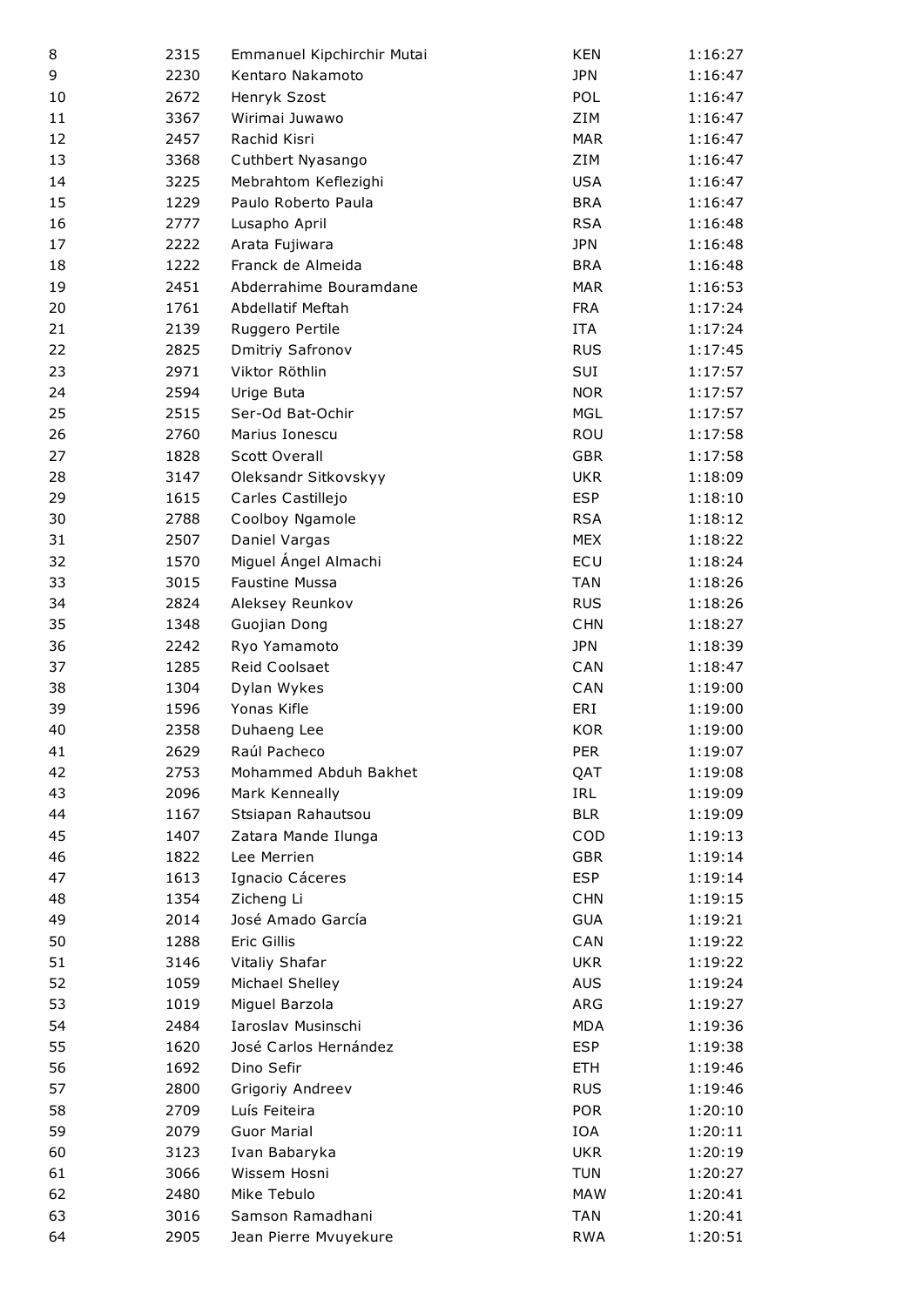| | | | | |
|---|---|---|---|---|
| 8 | 2315 | Emmanuel Kipchirchir Mutai | KEN | 1:16:27 |
| 9 | 2230 | Kentaro Nakamoto | JPN | 1:16:47 |
| 10 | 2672 | Henryk Szost | POL | 1:16:47 |
| 11 | 3367 | Wirimai Juwawo | ZIM | 1:16:47 |
| 12 | 2457 | Rachid Kisri | MAR | 1:16:47 |
| 13 | 3368 | Cuthbert Nyasango | ZIM | 1:16:47 |
| 14 | 3225 | Mebrahtom Keflezighi | USA | 1:16:47 |
| 15 | 1229 | Paulo Roberto Paula | BRA | 1:16:47 |
| 16 | 2777 | Lusapho April | RSA | 1:16:48 |
| 17 | 2222 | Arata Fujiwara | JPN | 1:16:48 |
| 18 | 1222 | Franck de Almeida | BRA | 1:16:48 |
| 19 | 2451 | Abderrahime Bouramdane | MAR | 1:16:53 |
| 20 | 1761 | Abdellatif Meftah | FRA | 1:17:24 |
| 21 | 2139 | Ruggero Pertile | ITA | 1:17:24 |
| 22 | 2825 | Dmitriy Safronov | RUS | 1:17:45 |
| 23 | 2971 | Viktor Röthlin | SUI | 1:17:57 |
| 24 | 2594 | Urige Buta | NOR | 1:17:57 |
| 25 | 2515 | Ser-Od Bat-Ochir | MGL | 1:17:57 |
| 26 | 2760 | Marius Ionescu | ROU | 1:17:58 |
| 27 | 1828 | Scott Overall | GBR | 1:17:58 |
| 28 | 3147 | Oleksandr Sitkovskyy | UKR | 1:18:09 |
| 29 | 1615 | Carles Castillejo | ESP | 1:18:10 |
| 30 | 2788 | Coolboy Ngamole | RSA | 1:18:12 |
| 31 | 2507 | Daniel Vargas | MEX | 1:18:22 |
| 32 | 1570 | Miguel Ángel Almachi | ECU | 1:18:24 |
| 33 | 3015 | Faustine Mussa | TAN | 1:18:26 |
| 34 | 2824 | Aleksey Reunkov | RUS | 1:18:26 |
| 35 | 1348 | Guojian Dong | CHN | 1:18:27 |
| 36 | 2242 | Ryo Yamamoto | JPN | 1:18:39 |
| 37 | 1285 | Reid Coolsaet | CAN | 1:18:47 |
| 38 | 1304 | Dylan Wykes | CAN | 1:19:00 |
| 39 | 1596 | Yonas Kifle | ERI | 1:19:00 |
| 40 | 2358 | Duhaeng Lee | KOR | 1:19:00 |
| 41 | 2629 | Raúl Pacheco | PER | 1:19:07 |
| 42 | 2753 | Mohammed Abduh Bakhet | QAT | 1:19:08 |
| 43 | 2096 | Mark Kenneally | IRL | 1:19:09 |
| 44 | 1167 | Stsiapan Rahautsou | BLR | 1:19:09 |
| 45 | 1407 | Zatara Mande Ilunga | COD | 1:19:13 |
| 46 | 1822 | Lee Merrien | GBR | 1:19:14 |
| 47 | 1613 | Ignacio Cáceres | ESP | 1:19:14 |
| 48 | 1354 | Zicheng Li | CHN | 1:19:15 |
| 49 | 2014 | José Amado García | GUA | 1:19:21 |
| 50 | 1288 | Eric Gillis | CAN | 1:19:22 |
| 51 | 3146 | Vitaliy Shafar | UKR | 1:19:22 |
| 52 | 1059 | Michael Shelley | AUS | 1:19:24 |
| 53 | 1019 | Miguel Barzola | ARG | 1:19:27 |
| 54 | 2484 | Iaroslav Musinschi | MDA | 1:19:36 |
| 55 | 1620 | José Carlos Hernández | ESP | 1:19:38 |
| 56 | 1692 | Dino Sefir | ETH | 1:19:46 |
| 57 | 2800 | Grigoriy Andreev | RUS | 1:19:46 |
| 58 | 2709 | Luís Feiteira | POR | 1:20:10 |
| 59 | 2079 | Guor Marial | IOA | 1:20:11 |
| 60 | 3123 | Ivan Babaryka | UKR | 1:20:19 |
| 61 | 3066 | Wissem Hosni | TUN | 1:20:27 |
| 62 | 2480 | Mike Tebulo | MAW | 1:20:41 |
| 63 | 3016 | Samson Ramadhani | TAN | 1:20:41 |
| 64 | 2905 | Jean Pierre Mvuyekure | RWA | 1:20:51 |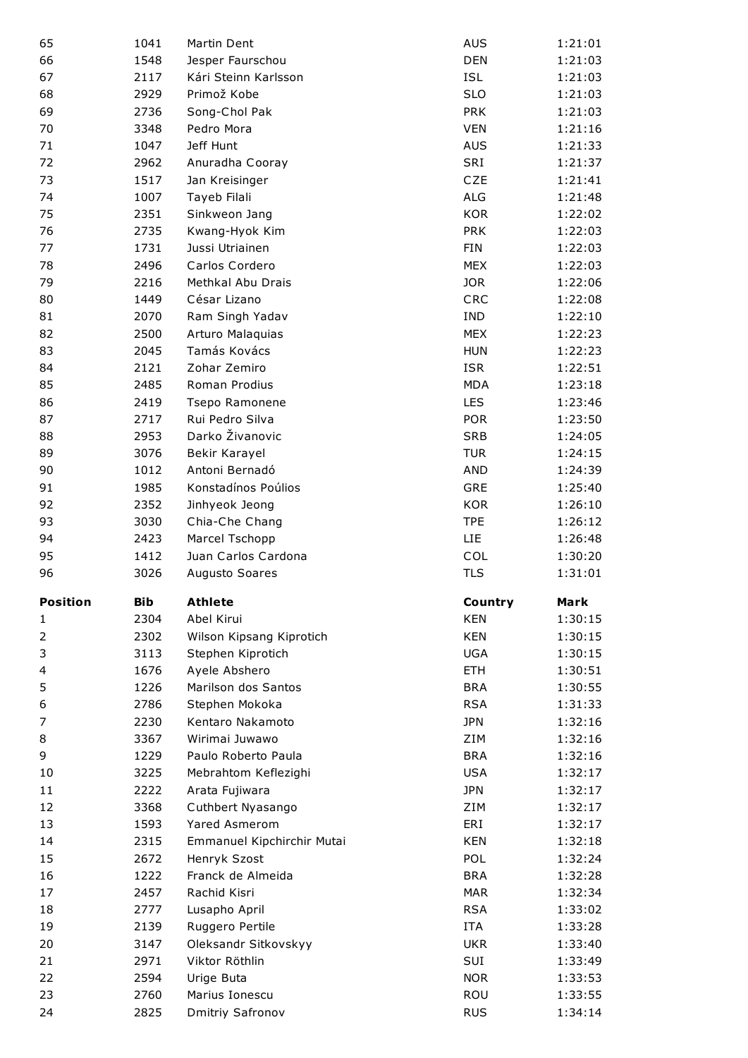| | | | | |
|---|---|---|---|---|
| 65 | 1041 | Martin Dent | AUS | 1:21:01 |
| 66 | 1548 | Jesper Faurschou | DEN | 1:21:03 |
| 67 | 2117 | Kári Steinn Karlsson | ISL | 1:21:03 |
| 68 | 2929 | Primož Kobe | SLO | 1:21:03 |
| 69 | 2736 | Song-Chol Pak | PRK | 1:21:03 |
| 70 | 3348 | Pedro Mora | VEN | 1:21:16 |
| 71 | 1047 | Jeff Hunt | AUS | 1:21:33 |
| 72 | 2962 | Anuradha Cooray | SRI | 1:21:37 |
| 73 | 1517 | Jan Kreisinger | CZE | 1:21:41 |
| 74 | 1007 | Tayeb Filali | ALG | 1:21:48 |
| 75 | 2351 | Sinkweon Jang | KOR | 1:22:02 |
| 76 | 2735 | Kwang-Hyok Kim | PRK | 1:22:03 |
| 77 | 1731 | Jussi Utriainen | FIN | 1:22:03 |
| 78 | 2496 | Carlos Cordero | MEX | 1:22:03 |
| 79 | 2216 | Methkal Abu Drais | JOR | 1:22:06 |
| 80 | 1449 | César Lizano | CRC | 1:22:08 |
| 81 | 2070 | Ram Singh Yadav | IND | 1:22:10 |
| 82 | 2500 | Arturo Malaquias | MEX | 1:22:23 |
| 83 | 2045 | Tamás Kovács | HUN | 1:22:23 |
| 84 | 2121 | Zohar Zemiro | ISR | 1:22:51 |
| 85 | 2485 | Roman Prodius | MDA | 1:23:18 |
| 86 | 2419 | Tsepo Ramonene | LES | 1:23:46 |
| 87 | 2717 | Rui Pedro Silva | POR | 1:23:50 |
| 88 | 2953 | Darko Živanovic | SRB | 1:24:05 |
| 89 | 3076 | Bekir Karayel | TUR | 1:24:15 |
| 90 | 1012 | Antoni Bernadó | AND | 1:24:39 |
| 91 | 1985 | Konstadínos Poúlios | GRE | 1:25:40 |
| 92 | 2352 | Jinhyeok Jeong | KOR | 1:26:10 |
| 93 | 3030 | Chia-Che Chang | TPE | 1:26:12 |
| 94 | 2423 | Marcel Tschopp | LIE | 1:26:48 |
| 95 | 1412 | Juan Carlos Cardona | COL | 1:30:20 |
| 96 | 3026 | Augusto Soares | TLS | 1:31:01 |

| Position | Bib | Athlete | Country | Mark |
|---|---|---|---|---|
| 1 | 2304 | Abel Kirui | KEN | 1:30:15 |
| 2 | 2302 | Wilson Kipsang Kiprotich | KEN | 1:30:15 |
| 3 | 3113 | Stephen Kiprotich | UGA | 1:30:15 |
| 4 | 1676 | Ayele Abshero | ETH | 1:30:51 |
| 5 | 1226 | Marilson dos Santos | BRA | 1:30:55 |
| 6 | 2786 | Stephen Mokoka | RSA | 1:31:33 |
| 7 | 2230 | Kentaro Nakamoto | JPN | 1:32:16 |
| 8 | 3367 | Wirimai Juwawo | ZIM | 1:32:16 |
| 9 | 1229 | Paulo Roberto Paula | BRA | 1:32:16 |
| 10 | 3225 | Mebrahtom Keflezighi | USA | 1:32:17 |
| 11 | 2222 | Arata Fujiwara | JPN | 1:32:17 |
| 12 | 3368 | Cuthbert Nyasango | ZIM | 1:32:17 |
| 13 | 1593 | Yared Asmerom | ERI | 1:32:17 |
| 14 | 2315 | Emmanuel Kipchirchir Mutai | KEN | 1:32:18 |
| 15 | 2672 | Henryk Szost | POL | 1:32:24 |
| 16 | 1222 | Franck de Almeida | BRA | 1:32:28 |
| 17 | 2457 | Rachid Kisri | MAR | 1:32:34 |
| 18 | 2777 | Lusapho April | RSA | 1:33:02 |
| 19 | 2139 | Ruggero Pertile | ITA | 1:33:28 |
| 20 | 3147 | Oleksandr Sitkovskyy | UKR | 1:33:40 |
| 21 | 2971 | Viktor Röthlin | SUI | 1:33:49 |
| 22 | 2594 | Urige Buta | NOR | 1:33:53 |
| 23 | 2760 | Marius Ionescu | ROU | 1:33:55 |
| 24 | 2825 | Dmitriy Safronov | RUS | 1:34:14 |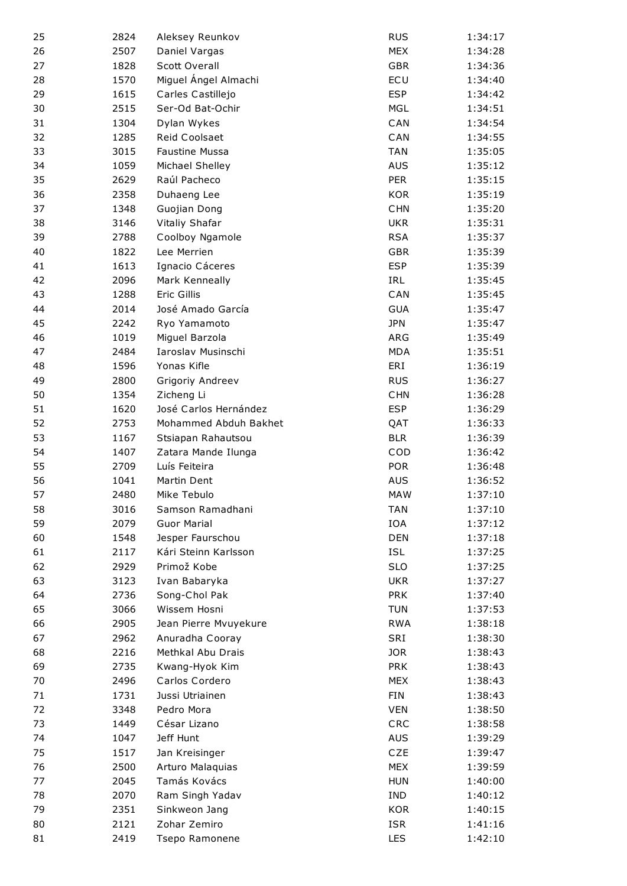| | | | | |
|---|---|---|---|---|
| 25 | 2824 | Aleksey Reunkov | RUS | 1:34:17 |
| 26 | 2507 | Daniel Vargas | MEX | 1:34:28 |
| 27 | 1828 | Scott Overall | GBR | 1:34:36 |
| 28 | 1570 | Miguel Ángel Almachi | ECU | 1:34:40 |
| 29 | 1615 | Carles Castillejo | ESP | 1:34:42 |
| 30 | 2515 | Ser-Od Bat-Ochir | MGL | 1:34:51 |
| 31 | 1304 | Dylan Wykes | CAN | 1:34:54 |
| 32 | 1285 | Reid Coolsaet | CAN | 1:34:55 |
| 33 | 3015 | Faustine Mussa | TAN | 1:35:05 |
| 34 | 1059 | Michael Shelley | AUS | 1:35:12 |
| 35 | 2629 | Raúl Pacheco | PER | 1:35:15 |
| 36 | 2358 | Duhaeng Lee | KOR | 1:35:19 |
| 37 | 1348 | Guojian Dong | CHN | 1:35:20 |
| 38 | 3146 | Vitaliy Shafar | UKR | 1:35:31 |
| 39 | 2788 | Coolboy Ngamole | RSA | 1:35:37 |
| 40 | 1822 | Lee Merrien | GBR | 1:35:39 |
| 41 | 1613 | Ignacio Cáceres | ESP | 1:35:39 |
| 42 | 2096 | Mark Kenneally | IRL | 1:35:45 |
| 43 | 1288 | Eric Gillis | CAN | 1:35:45 |
| 44 | 2014 | José Amado García | GUA | 1:35:47 |
| 45 | 2242 | Ryo Yamamoto | JPN | 1:35:47 |
| 46 | 1019 | Miguel Barzola | ARG | 1:35:49 |
| 47 | 2484 | Iaroslav Musinschi | MDA | 1:35:51 |
| 48 | 1596 | Yonas Kifle | ERI | 1:36:19 |
| 49 | 2800 | Grigoriy Andreev | RUS | 1:36:27 |
| 50 | 1354 | Zicheng Li | CHN | 1:36:28 |
| 51 | 1620 | José Carlos Hernández | ESP | 1:36:29 |
| 52 | 2753 | Mohammed Abduh Bakhet | QAT | 1:36:33 |
| 53 | 1167 | Stsiapan Rahautsou | BLR | 1:36:39 |
| 54 | 1407 | Zatara Mande Ilunga | COD | 1:36:42 |
| 55 | 2709 | Luís Feiteira | POR | 1:36:48 |
| 56 | 1041 | Martin Dent | AUS | 1:36:52 |
| 57 | 2480 | Mike Tebulo | MAW | 1:37:10 |
| 58 | 3016 | Samson Ramadhani | TAN | 1:37:10 |
| 59 | 2079 | Guor Marial | IOA | 1:37:12 |
| 60 | 1548 | Jesper Faurschou | DEN | 1:37:18 |
| 61 | 2117 | Kári Steinn Karlsson | ISL | 1:37:25 |
| 62 | 2929 | Primož Kobe | SLO | 1:37:25 |
| 63 | 3123 | Ivan Babaryka | UKR | 1:37:27 |
| 64 | 2736 | Song-Chol Pak | PRK | 1:37:40 |
| 65 | 3066 | Wissem Hosni | TUN | 1:37:53 |
| 66 | 2905 | Jean Pierre Mvuyekure | RWA | 1:38:18 |
| 67 | 2962 | Anuradha Cooray | SRI | 1:38:30 |
| 68 | 2216 | Methkal Abu Drais | JOR | 1:38:43 |
| 69 | 2735 | Kwang-Hyok Kim | PRK | 1:38:43 |
| 70 | 2496 | Carlos Cordero | MEX | 1:38:43 |
| 71 | 1731 | Jussi Utriainen | FIN | 1:38:43 |
| 72 | 3348 | Pedro Mora | VEN | 1:38:50 |
| 73 | 1449 | César Lizano | CRC | 1:38:58 |
| 74 | 1047 | Jeff Hunt | AUS | 1:39:29 |
| 75 | 1517 | Jan Kreisinger | CZE | 1:39:47 |
| 76 | 2500 | Arturo Malaquias | MEX | 1:39:59 |
| 77 | 2045 | Tamás Kovács | HUN | 1:40:00 |
| 78 | 2070 | Ram Singh Yadav | IND | 1:40:12 |
| 79 | 2351 | Sinkweon Jang | KOR | 1:40:15 |
| 80 | 2121 | Zohar Zemiro | ISR | 1:41:16 |
| 81 | 2419 | Tsepo Ramonene | LES | 1:42:10 |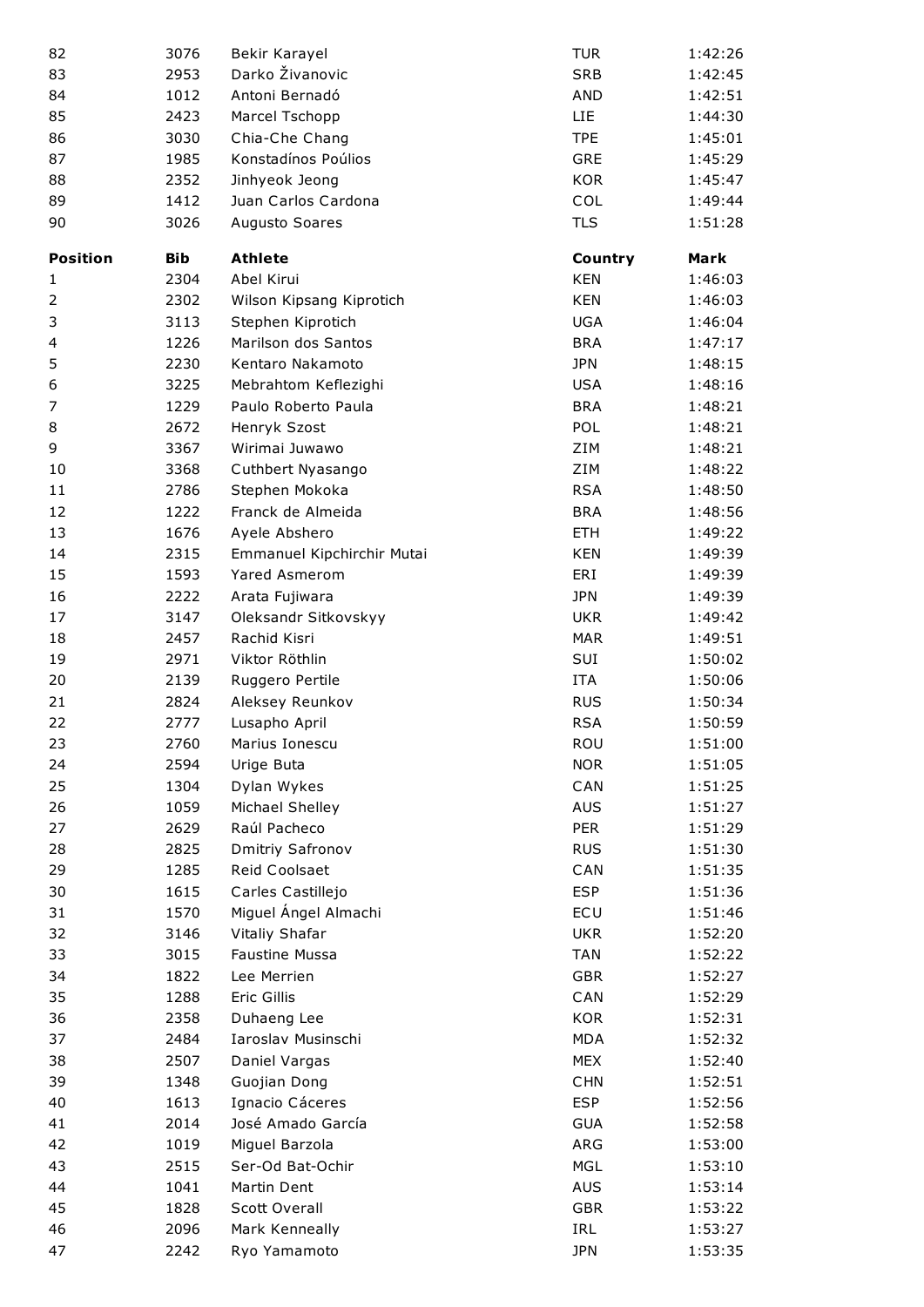| | | | | |
|---|---|---|---|---|
| 82 | 3076 | Bekir Karayel | TUR | 1:42:26 |
| 83 | 2953 | Darko Živanovic | SRB | 1:42:45 |
| 84 | 1012 | Antoni Bernadó | AND | 1:42:51 |
| 85 | 2423 | Marcel Tschopp | LIE | 1:44:30 |
| 86 | 3030 | Chia-Che Chang | TPE | 1:45:01 |
| 87 | 1985 | Konstadínos Poúlios | GRE | 1:45:29 |
| 88 | 2352 | Jinhyeok Jeong | KOR | 1:45:47 |
| 89 | 1412 | Juan Carlos Cardona | COL | 1:49:44 |
| 90 | 3026 | Augusto Soares | TLS | 1:51:28 |

| **Position** | **Bib** | **Athlete** | **Country** | **Mark** |
|---|---|---|---|---|
| 1 | 2304 | Abel Kirui | KEN | 1:46:03 |
| 2 | 2302 | Wilson Kipsang Kiprotich | KEN | 1:46:03 |
| 3 | 3113 | Stephen Kiprotich | UGA | 1:46:04 |
| 4 | 1226 | Marilson dos Santos | BRA | 1:47:17 |
| 5 | 2230 | Kentaro Nakamoto | JPN | 1:48:15 |
| 6 | 3225 | Mebrahtom Keflezighi | USA | 1:48:16 |
| 7 | 1229 | Paulo Roberto Paula | BRA | 1:48:21 |
| 8 | 2672 | Henryk Szost | POL | 1:48:21 |
| 9 | 3367 | Wirimai Juwawo | ZIM | 1:48:21 |
| 10 | 3368 | Cuthbert Nyasango | ZIM | 1:48:22 |
| 11 | 2786 | Stephen Mokoka | RSA | 1:48:50 |
| 12 | 1222 | Franck de Almeida | BRA | 1:48:56 |
| 13 | 1676 | Ayele Abshero | ETH | 1:49:22 |
| 14 | 2315 | Emmanuel Kipchirchir Mutai | KEN | 1:49:39 |
| 15 | 1593 | Yared Asmerom | ERI | 1:49:39 |
| 16 | 2222 | Arata Fujiwara | JPN | 1:49:39 |
| 17 | 3147 | Oleksandr Sitkovskyy | UKR | 1:49:42 |
| 18 | 2457 | Rachid Kisri | MAR | 1:49:51 |
| 19 | 2971 | Viktor Röthlin | SUI | 1:50:02 |
| 20 | 2139 | Ruggero Pertile | ITA | 1:50:06 |
| 21 | 2824 | Aleksey Reunkov | RUS | 1:50:34 |
| 22 | 2777 | Lusapho April | RSA | 1:50:59 |
| 23 | 2760 | Marius Ionescu | ROU | 1:51:00 |
| 24 | 2594 | Urige Buta | NOR | 1:51:05 |
| 25 | 1304 | Dylan Wykes | CAN | 1:51:25 |
| 26 | 1059 | Michael Shelley | AUS | 1:51:27 |
| 27 | 2629 | Raúl Pacheco | PER | 1:51:29 |
| 28 | 2825 | Dmitriy Safronov | RUS | 1:51:30 |
| 29 | 1285 | Reid Coolsaet | CAN | 1:51:35 |
| 30 | 1615 | Carles Castillejo | ESP | 1:51:36 |
| 31 | 1570 | Miguel Ángel Almachi | ECU | 1:51:46 |
| 32 | 3146 | Vitaliy Shafar | UKR | 1:52:20 |
| 33 | 3015 | Faustine Mussa | TAN | 1:52:22 |
| 34 | 1822 | Lee Merrien | GBR | 1:52:27 |
| 35 | 1288 | Eric Gillis | CAN | 1:52:29 |
| 36 | 2358 | Duhaeng Lee | KOR | 1:52:31 |
| 37 | 2484 | Iaroslav Musinschi | MDA | 1:52:32 |
| 38 | 2507 | Daniel Vargas | MEX | 1:52:40 |
| 39 | 1348 | Guojian Dong | CHN | 1:52:51 |
| 40 | 1613 | Ignacio Cáceres | ESP | 1:52:56 |
| 41 | 2014 | José Amado García | GUA | 1:52:58 |
| 42 | 1019 | Miguel Barzola | ARG | 1:53:00 |
| 43 | 2515 | Ser-Od Bat-Ochir | MGL | 1:53:10 |
| 44 | 1041 | Martin Dent | AUS | 1:53:14 |
| 45 | 1828 | Scott Overall | GBR | 1:53:22 |
| 46 | 2096 | Mark Kenneally | IRL | 1:53:27 |
| 47 | 2242 | Ryo Yamamoto | JPN | 1:53:35 |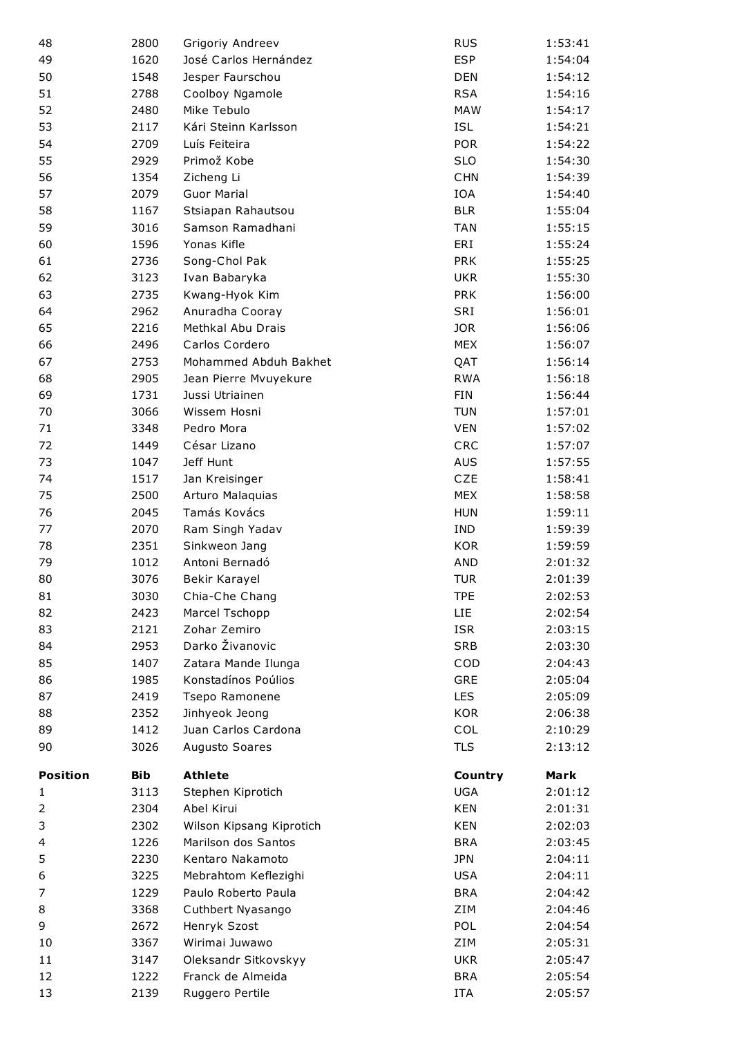| | | | | |
|---|---|---|---|---|
| 48 | 2800 | Grigoriy Andreev | RUS | 1:53:41 |
| 49 | 1620 | José Carlos Hernández | ESP | 1:54:04 |
| 50 | 1548 | Jesper Faurschou | DEN | 1:54:12 |
| 51 | 2788 | Coolboy Ngamole | RSA | 1:54:16 |
| 52 | 2480 | Mike Tebulo | MAW | 1:54:17 |
| 53 | 2117 | Kári Steinn Karlsson | ISL | 1:54:21 |
| 54 | 2709 | Luís Feiteira | POR | 1:54:22 |
| 55 | 2929 | Primož Kobe | SLO | 1:54:30 |
| 56 | 1354 | Zicheng Li | CHN | 1:54:39 |
| 57 | 2079 | Guor Marial | IOA | 1:54:40 |
| 58 | 1167 | Stsiapan Rahautsou | BLR | 1:55:04 |
| 59 | 3016 | Samson Ramadhani | TAN | 1:55:15 |
| 60 | 1596 | Yonas Kifle | ERI | 1:55:24 |
| 61 | 2736 | Song-Chol Pak | PRK | 1:55:25 |
| 62 | 3123 | Ivan Babaryka | UKR | 1:55:30 |
| 63 | 2735 | Kwang-Hyok Kim | PRK | 1:56:00 |
| 64 | 2962 | Anuradha Cooray | SRI | 1:56:01 |
| 65 | 2216 | Methkal Abu Drais | JOR | 1:56:06 |
| 66 | 2496 | Carlos Cordero | MEX | 1:56:07 |
| 67 | 2753 | Mohammed Abduh Bakhet | QAT | 1:56:14 |
| 68 | 2905 | Jean Pierre Mvuyekure | RWA | 1:56:18 |
| 69 | 1731 | Jussi Utriainen | FIN | 1:56:44 |
| 70 | 3066 | Wissem Hosni | TUN | 1:57:01 |
| 71 | 3348 | Pedro Mora | VEN | 1:57:02 |
| 72 | 1449 | César Lizano | CRC | 1:57:07 |
| 73 | 1047 | Jeff Hunt | AUS | 1:57:55 |
| 74 | 1517 | Jan Kreisinger | CZE | 1:58:41 |
| 75 | 2500 | Arturo Malaquias | MEX | 1:58:58 |
| 76 | 2045 | Tamás Kovács | HUN | 1:59:11 |
| 77 | 2070 | Ram Singh Yadav | IND | 1:59:39 |
| 78 | 2351 | Sinkweon Jang | KOR | 1:59:59 |
| 79 | 1012 | Antoni Bernadó | AND | 2:01:32 |
| 80 | 3076 | Bekir Karayel | TUR | 2:01:39 |
| 81 | 3030 | Chia-Che Chang | TPE | 2:02:53 |
| 82 | 2423 | Marcel Tschopp | LIE | 2:02:54 |
| 83 | 2121 | Zohar Zemiro | ISR | 2:03:15 |
| 84 | 2953 | Darko Živanovic | SRB | 2:03:30 |
| 85 | 1407 | Zatara Mande Ilunga | COD | 2:04:43 |
| 86 | 1985 | Konstadínos Poúlios | GRE | 2:05:04 |
| 87 | 2419 | Tsepo Ramonene | LES | 2:05:09 |
| 88 | 2352 | Jinhyeok Jeong | KOR | 2:06:38 |
| 89 | 1412 | Juan Carlos Cardona | COL | 2:10:29 |
| 90 | 3026 | Augusto Soares | TLS | 2:13:12 |

| **Position** | **Bib** | **Athlete** | **Country** | **Mark** |
|---|---|---|---|---|
| 1 | 3113 | Stephen Kiprotich | UGA | 2:01:12 |
| 2 | 2304 | Abel Kirui | KEN | 2:01:31 |
| 3 | 2302 | Wilson Kipsang Kiprotich | KEN | 2:02:03 |
| 4 | 1226 | Marilson dos Santos | BRA | 2:03:45 |
| 5 | 2230 | Kentaro Nakamoto | JPN | 2:04:11 |
| 6 | 3225 | Mebrahtom Keflezighi | USA | 2:04:11 |
| 7 | 1229 | Paulo Roberto Paula | BRA | 2:04:42 |
| 8 | 3368 | Cuthbert Nyasango | ZIM | 2:04:46 |
| 9 | 2672 | Henryk Szost | POL | 2:04:54 |
| 10 | 3367 | Wirimai Juwawo | ZIM | 2:05:31 |
| 11 | 3147 | Oleksandr Sitkovskyy | UKR | 2:05:47 |
| 12 | 1222 | Franck de Almeida | BRA | 2:05:54 |
| 13 | 2139 | Ruggero Pertile | ITA | 2:05:57 |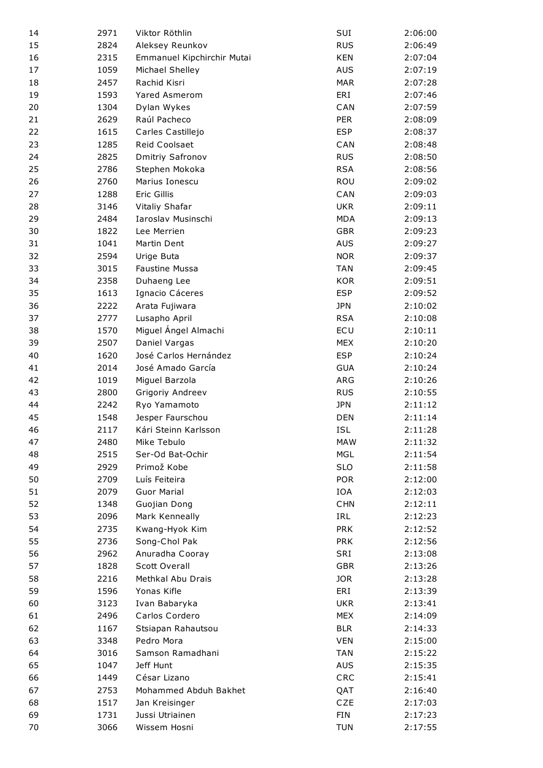| | | | | |
|---|---|---|---|---|
| 14 | 2971 | Viktor Röthlin | SUI | 2:06:00 |
| 15 | 2824 | Aleksey Reunkov | RUS | 2:06:49 |
| 16 | 2315 | Emmanuel Kipchirchir Mutai | KEN | 2:07:04 |
| 17 | 1059 | Michael Shelley | AUS | 2:07:19 |
| 18 | 2457 | Rachid Kisri | MAR | 2:07:28 |
| 19 | 1593 | Yared Asmerom | ERI | 2:07:46 |
| 20 | 1304 | Dylan Wykes | CAN | 2:07:59 |
| 21 | 2629 | Raúl Pacheco | PER | 2:08:09 |
| 22 | 1615 | Carles Castillejo | ESP | 2:08:37 |
| 23 | 1285 | Reid Coolsaet | CAN | 2:08:48 |
| 24 | 2825 | Dmitriy Safronov | RUS | 2:08:50 |
| 25 | 2786 | Stephen Mokoka | RSA | 2:08:56 |
| 26 | 2760 | Marius Ionescu | ROU | 2:09:02 |
| 27 | 1288 | Eric Gillis | CAN | 2:09:03 |
| 28 | 3146 | Vitaliy Shafar | UKR | 2:09:11 |
| 29 | 2484 | Iaroslav Musinschi | MDA | 2:09:13 |
| 30 | 1822 | Lee Merrien | GBR | 2:09:23 |
| 31 | 1041 | Martin Dent | AUS | 2:09:27 |
| 32 | 2594 | Urige Buta | NOR | 2:09:37 |
| 33 | 3015 | Faustine Mussa | TAN | 2:09:45 |
| 34 | 2358 | Duhaeng Lee | KOR | 2:09:51 |
| 35 | 1613 | Ignacio Cáceres | ESP | 2:09:52 |
| 36 | 2222 | Arata Fujiwara | JPN | 2:10:02 |
| 37 | 2777 | Lusapho April | RSA | 2:10:08 |
| 38 | 1570 | Miguel Ángel Almachi | ECU | 2:10:11 |
| 39 | 2507 | Daniel Vargas | MEX | 2:10:20 |
| 40 | 1620 | José Carlos Hernández | ESP | 2:10:24 |
| 41 | 2014 | José Amado García | GUA | 2:10:24 |
| 42 | 1019 | Miguel Barzola | ARG | 2:10:26 |
| 43 | 2800 | Grigoriy Andreev | RUS | 2:10:55 |
| 44 | 2242 | Ryo Yamamoto | JPN | 2:11:12 |
| 45 | 1548 | Jesper Faurschou | DEN | 2:11:14 |
| 46 | 2117 | Kári Steinn Karlsson | ISL | 2:11:28 |
| 47 | 2480 | Mike Tebulo | MAW | 2:11:32 |
| 48 | 2515 | Ser-Od Bat-Ochir | MGL | 2:11:54 |
| 49 | 2929 | Primož Kobe | SLO | 2:11:58 |
| 50 | 2709 | Luís Feiteira | POR | 2:12:00 |
| 51 | 2079 | Guor Marial | IOA | 2:12:03 |
| 52 | 1348 | Guojian Dong | CHN | 2:12:11 |
| 53 | 2096 | Mark Kenneally | IRL | 2:12:23 |
| 54 | 2735 | Kwang-Hyok Kim | PRK | 2:12:52 |
| 55 | 2736 | Song-Chol Pak | PRK | 2:12:56 |
| 56 | 2962 | Anuradha Cooray | SRI | 2:13:08 |
| 57 | 1828 | Scott Overall | GBR | 2:13:26 |
| 58 | 2216 | Methkal Abu Drais | JOR | 2:13:28 |
| 59 | 1596 | Yonas Kifle | ERI | 2:13:39 |
| 60 | 3123 | Ivan Babaryka | UKR | 2:13:41 |
| 61 | 2496 | Carlos Cordero | MEX | 2:14:09 |
| 62 | 1167 | Stsiapan Rahautsou | BLR | 2:14:33 |
| 63 | 3348 | Pedro Mora | VEN | 2:15:00 |
| 64 | 3016 | Samson Ramadhani | TAN | 2:15:22 |
| 65 | 1047 | Jeff Hunt | AUS | 2:15:35 |
| 66 | 1449 | César Lizano | CRC | 2:15:41 |
| 67 | 2753 | Mohammed Abduh Bakhet | QAT | 2:16:40 |
| 68 | 1517 | Jan Kreisinger | CZE | 2:17:03 |
| 69 | 1731 | Jussi Utriainen | FIN | 2:17:23 |
| 70 | 3066 | Wissem Hosni | TUN | 2:17:55 |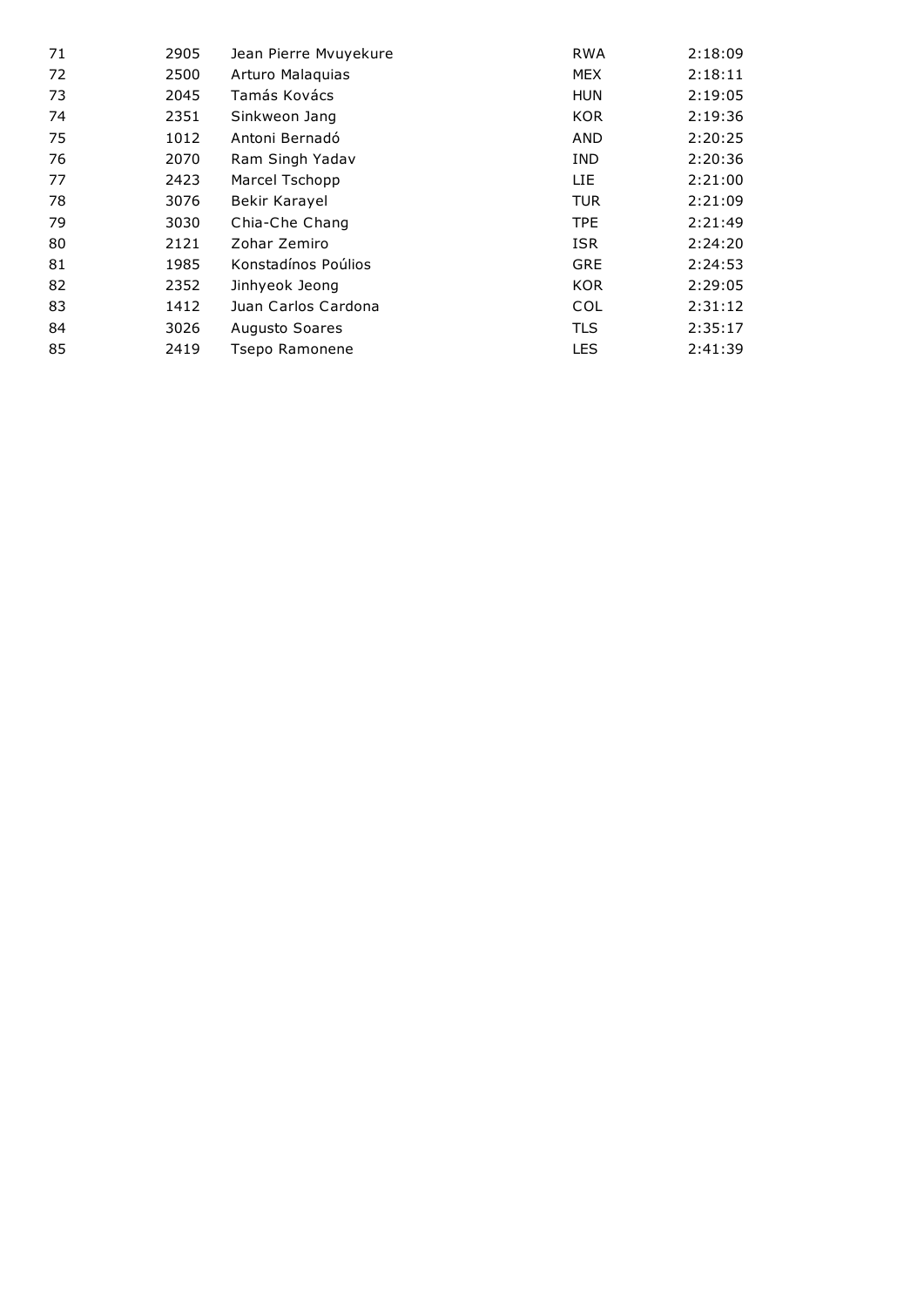| | | | | |
|---|---|---|---|---|
| 71 | 2905 | Jean Pierre Mvuyekure | RWA | 2:18:09 |
| 72 | 2500 | Arturo Malaquias | MEX | 2:18:11 |
| 73 | 2045 | Tamás Kovács | HUN | 2:19:05 |
| 74 | 2351 | Sinkweon Jang | KOR | 2:19:36 |
| 75 | 1012 | Antoni Bernadó | AND | 2:20:25 |
| 76 | 2070 | Ram Singh Yadav | IND | 2:20:36 |
| 77 | 2423 | Marcel Tschopp | LIE | 2:21:00 |
| 78 | 3076 | Bekir Karayel | TUR | 2:21:09 |
| 79 | 3030 | Chia-Che Chang | TPE | 2:21:49 |
| 80 | 2121 | Zohar Zemiro | ISR | 2:24:20 |
| 81 | 1985 | Konstadínos Poúlios | GRE | 2:24:53 |
| 82 | 2352 | Jinhyeok Jeong | KOR | 2:29:05 |
| 83 | 1412 | Juan Carlos Cardona | COL | 2:31:12 |
| 84 | 3026 | Augusto Soares | TLS | 2:35:17 |
| 85 | 2419 | Tsepo Ramonene | LES | 2:41:39 |